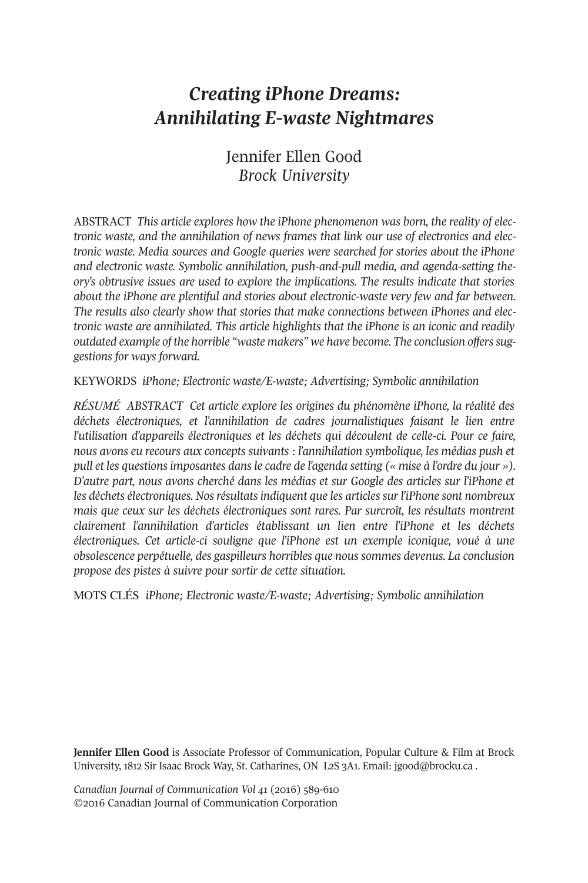# *Creating iPhone Dreams: Annihilating E-waste Nightmares*

Jennifer Ellen Good
*Brock University*

ABSTRACT *This article explores how the iPhone phenomenon was born, the reality of electronic waste, and the annihilation of news frames that link our use of electronics and electronic waste. Media sources and Google queries were searched for stories about the iPhone and electronic waste. Symbolic annihilation, push-and-pull media, and agenda-setting theory's obtrusive issues are used to explore the implications. The results indicate that stories about the iPhone are plentiful and stories about electronic-waste very few and far between. The results also clearly show that stories that make connections between iPhones and electronic waste are annihilated. This article highlights that the iPhone is an iconic and readily outdated example of the horrible "waste makers" we have become. The conclusion offers suggestions for ways forward.*

KEYWORDS *iPhone; Electronic waste/E-waste; Advertising; Symbolic annihilation*

*RÉSUMÉ ABSTRACT Cet article explore les origines du phénomène iPhone, la réalité des déchets électroniques, et l'annihilation de cadres journalistiques faisant le lien entre l'utilisation d'appareils électroniques et les déchets qui découlent de celle-ci. Pour ce faire, nous avons eu recours aux concepts suivants : l'annihilation symbolique, les médias push et pull et les questions imposantes dans le cadre de l'agenda setting (« mise à l'ordre du jour »). D'autre part, nous avons cherché dans les médias et sur Google des articles sur l'iPhone et les déchets électroniques. Nos résultats indiquent que les articles sur l'iPhone sont nombreux mais que ceux sur les déchets électroniques sont rares. Par surcroît, les résultats montrent clairement l'annihilation d'articles établissant un lien entre l'iPhone et les déchets électroniques. Cet article-ci souligne que l'iPhone est un exemple iconique, voué à une obsolescence perpétuelle, des gaspilleurs horribles que nous sommes devenus. La conclusion propose des pistes à suivre pour sortir de cette situation.*

MOTS CLÉS *iPhone; Electronic waste/E-waste; Advertising; Symbolic annihilation*

**Jennifer Ellen Good** is Associate Professor of Communication, Popular Culture & Film at Brock University, 1812 Sir Isaac Brock Way, St. Catharines, ON L2S 3A1. Email: jgood@brocku.ca .

*Canadian Journal of Communication Vol 41* (2016) 589-610
©2016 Canadian Journal of Communication Corporation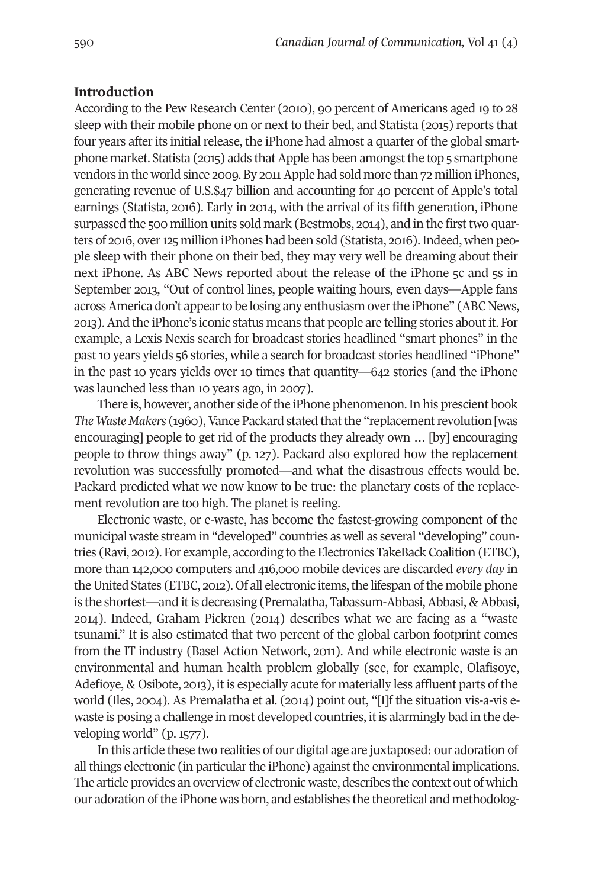## Introduction

According to the Pew Research Center (2010), 90 percent of Americans aged 19 to 28 sleep with their mobile phone on or next to their bed, and Statista (2015) reports that four years after its initial release, the iPhone had almost a quarter of the global smartphone market. Statista (2015) adds that Apple has been amongst the top 5 smartphone vendors in the world since 2009. By 2011 Apple had sold more than 72 million iPhones, generating revenue of U.S.$47 billion and accounting for 40 percent of Apple's total earnings (Statista, 2016). Early in 2014, with the arrival of its fifth generation, iPhone surpassed the 500 million units sold mark (Bestmobs, 2014), and in the first two quarters of 2016, over 125 million iPhones had been sold (Statista, 2016). Indeed, when people sleep with their phone on their bed, they may very well be dreaming about their next iPhone. As ABC News reported about the release of the iPhone 5c and 5s in September 2013, "Out of control lines, people waiting hours, even days—Apple fans across America don't appear to be losing any enthusiasm over the iPhone" (ABC News, 2013). And the iPhone's iconic status means that people are telling stories about it. For example, a Lexis Nexis search for broadcast stories headlined "smart phones" in the past 10 years yields 56 stories, while a search for broadcast stories headlined "iPhone" in the past 10 years yields over 10 times that quantity—642 stories (and the iPhone was launched less than 10 years ago, in 2007).

There is, however, another side of the iPhone phenomenon. In his prescient book *The Waste Makers* (1960), Vance Packard stated that the "replacement revolution [was encouraging] people to get rid of the products they already own … [by] encouraging people to throw things away" (p. 127). Packard also explored how the replacement revolution was successfully promoted—and what the disastrous effects would be. Packard predicted what we now know to be true: the planetary costs of the replacement revolution are too high. The planet is reeling.

Electronic waste, or e-waste, has become the fastest-growing component of the municipal waste stream in "developed" countries as well as several "developing" countries (Ravi, 2012). For example, according to the Electronics TakeBack Coalition (ETBC), more than 142,000 computers and 416,000 mobile devices are discarded *every day* in the United States (ETBC, 2012). Of all electronic items, the lifespan of the mobile phone is the shortest—and it is decreasing (Premalatha, Tabassum-Abbasi, Abbasi, & Abbasi, 2014). Indeed, Graham Pickren (2014) describes what we are facing as a "waste tsunami." It is also estimated that two percent of the global carbon footprint comes from the IT industry (Basel Action Network, 2011). And while electronic waste is an environmental and human health problem globally (see, for example, Olafisoye, Adefioye, & Osibote, 2013), it is especially acute for materially less affluent parts of the world (Iles, 2004). As Premalatha et al. (2014) point out, "[I]f the situation vis-a-vis e-waste is posing a challenge in most developed countries, it is alarmingly bad in the developing world" (p. 1577).

In this article these two realities of our digital age are juxtaposed: our adoration of all things electronic (in particular the iPhone) against the environmental implications. The article provides an overview of electronic waste, describes the context out of which our adoration of the iPhone was born, and establishes the theoretical and methodolog-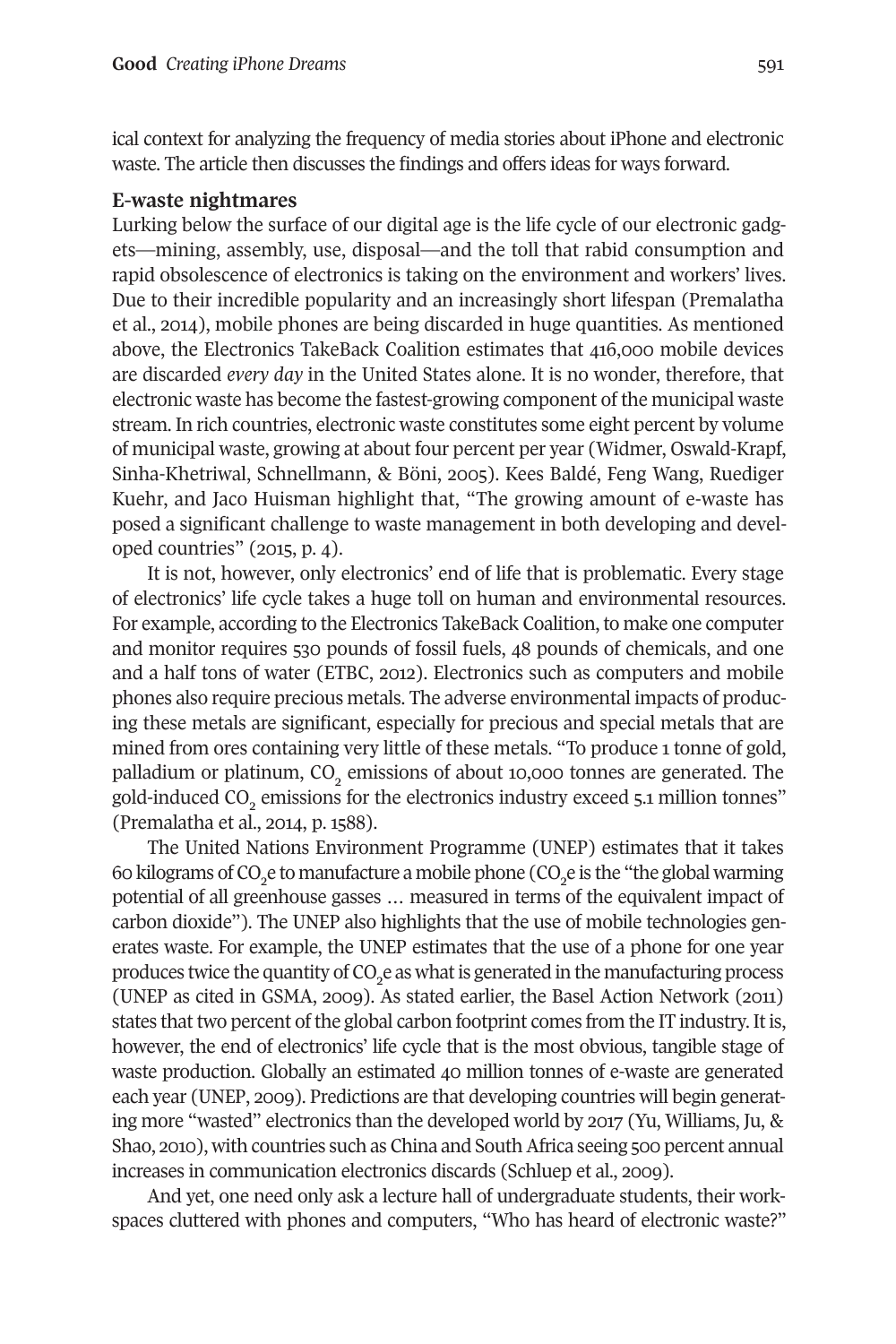ical context for analyzing the frequency of media stories about iPhone and electronic waste. The article then discusses the findings and offers ideas for ways forward.

## E-waste nightmares

Lurking below the surface of our digital age is the life cycle of our electronic gadgets—mining, assembly, use, disposal—and the toll that rabid consumption and rapid obsolescence of electronics is taking on the environment and workers' lives. Due to their incredible popularity and an increasingly short lifespan (Premalatha et al., 2014), mobile phones are being discarded in huge quantities. As mentioned above, the Electronics TakeBack Coalition estimates that 416,000 mobile devices are discarded *every day* in the United States alone. It is no wonder, therefore, that electronic waste has become the fastest-growing component of the municipal waste stream. In rich countries, electronic waste constitutes some eight percent by volume of municipal waste, growing at about four percent per year (Widmer, Oswald-Krapf, Sinha-Khetriwal, Schnellmann, & Böni, 2005). Kees Baldé, Feng Wang, Ruediger Kuehr, and Jaco Huisman highlight that, "The growing amount of e-waste has posed a significant challenge to waste management in both developing and developed countries" (2015, p. 4).

It is not, however, only electronics' end of life that is problematic. Every stage of electronics' life cycle takes a huge toll on human and environmental resources. For example, according to the Electronics TakeBack Coalition, to make one computer and monitor requires 530 pounds of fossil fuels, 48 pounds of chemicals, and one and a half tons of water (ETBC, 2012). Electronics such as computers and mobile phones also require precious metals. The adverse environmental impacts of producing these metals are significant, especially for precious and special metals that are mined from ores containing very little of these metals. "To produce 1 tonne of gold, palladium or platinum, $CO_2$ emissions of about 10,000 tonnes are generated. The gold-induced $CO_2$ emissions for the electronics industry exceed 5.1 million tonnes" (Premalatha et al., 2014, p. 1588).

The United Nations Environment Programme (UNEP) estimates that it takes 60 kilograms of $CO_2e$ to manufacture a mobile phone ($CO_2e$ is the "the global warming potential of all greenhouse gasses … measured in terms of the equivalent impact of carbon dioxide"). The UNEP also highlights that the use of mobile technologies generates waste. For example, the UNEP estimates that the use of a phone for one year produces twice the quantity of $CO_2e$ as what is generated in the manufacturing process (UNEP as cited in GSMA, 2009). As stated earlier, the Basel Action Network (2011) states that two percent of the global carbon footprint comes from the IT industry. It is, however, the end of electronics' life cycle that is the most obvious, tangible stage of waste production. Globally an estimated 40 million tonnes of e-waste are generated each year (UNEP, 2009). Predictions are that developing countries will begin generating more "wasted" electronics than the developed world by 2017 (Yu, Williams, Ju, & Shao, 2010), with countries such as China and South Africa seeing 500 percent annual increases in communication electronics discards (Schluep et al., 2009).

And yet, one need only ask a lecture hall of undergraduate students, their workspaces cluttered with phones and computers, "Who has heard of electronic waste?"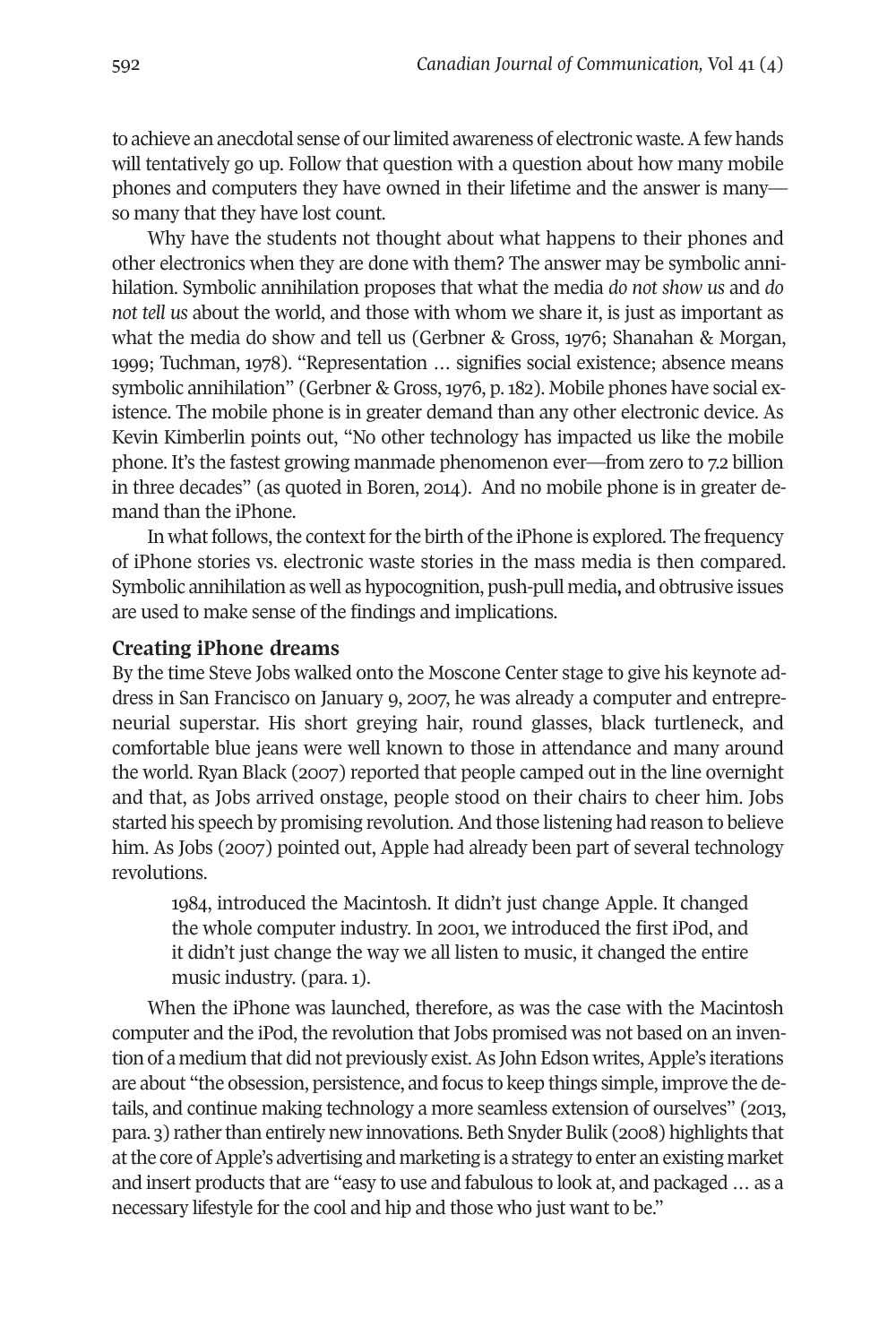to achieve an anecdotal sense of our limited awareness of electronic waste. A few hands will tentatively go up. Follow that question with a question about how many mobile phones and computers they have owned in their lifetime and the answer is many—so many that they have lost count.

Why have the students not thought about what happens to their phones and other electronics when they are done with them? The answer may be symbolic annihilation. Symbolic annihilation proposes that what the media *do not show us* and *do not tell us* about the world, and those with whom we share it, is just as important as what the media do show and tell us (Gerbner & Gross, 1976; Shanahan & Morgan, 1999; Tuchman, 1978). "Representation … signifies social existence; absence means symbolic annihilation" (Gerbner & Gross, 1976, p. 182). Mobile phones have social existence. The mobile phone is in greater demand than any other electronic device. As Kevin Kimberlin points out, "No other technology has impacted us like the mobile phone. It's the fastest growing manmade phenomenon ever—from zero to 7.2 billion in three decades" (as quoted in Boren, 2014). And no mobile phone is in greater demand than the iPhone.

In what follows, the context for the birth of the iPhone is explored. The frequency of iPhone stories vs. electronic waste stories in the mass media is then compared. Symbolic annihilation as well as hypocognition, push-pull media, and obtrusive issues are used to make sense of the findings and implications.

## Creating iPhone dreams

By the time Steve Jobs walked onto the Moscone Center stage to give his keynote address in San Francisco on January 9, 2007, he was already a computer and entrepreneurial superstar. His short greying hair, round glasses, black turtleneck, and comfortable blue jeans were well known to those in attendance and many around the world. Ryan Black (2007) reported that people camped out in the line overnight and that, as Jobs arrived onstage, people stood on their chairs to cheer him. Jobs started his speech by promising revolution. And those listening had reason to believe him. As Jobs (2007) pointed out, Apple had already been part of several technology revolutions.

> 1984, introduced the Macintosh. It didn't just change Apple. It changed the whole computer industry. In 2001, we introduced the first iPod, and it didn't just change the way we all listen to music, it changed the entire music industry. (para. 1).

When the iPhone was launched, therefore, as was the case with the Macintosh computer and the iPod, the revolution that Jobs promised was not based on an invention of a medium that did not previously exist. As John Edson writes, Apple's iterations are about "the obsession, persistence, and focus to keep things simple, improve the details, and continue making technology a more seamless extension of ourselves" (2013, para. 3) rather than entirely new innovations. Beth Snyder Bulik (2008) highlights that at the core of Apple's advertising and marketing is a strategy to enter an existing market and insert products that are "easy to use and fabulous to look at, and packaged … as a necessary lifestyle for the cool and hip and those who just want to be."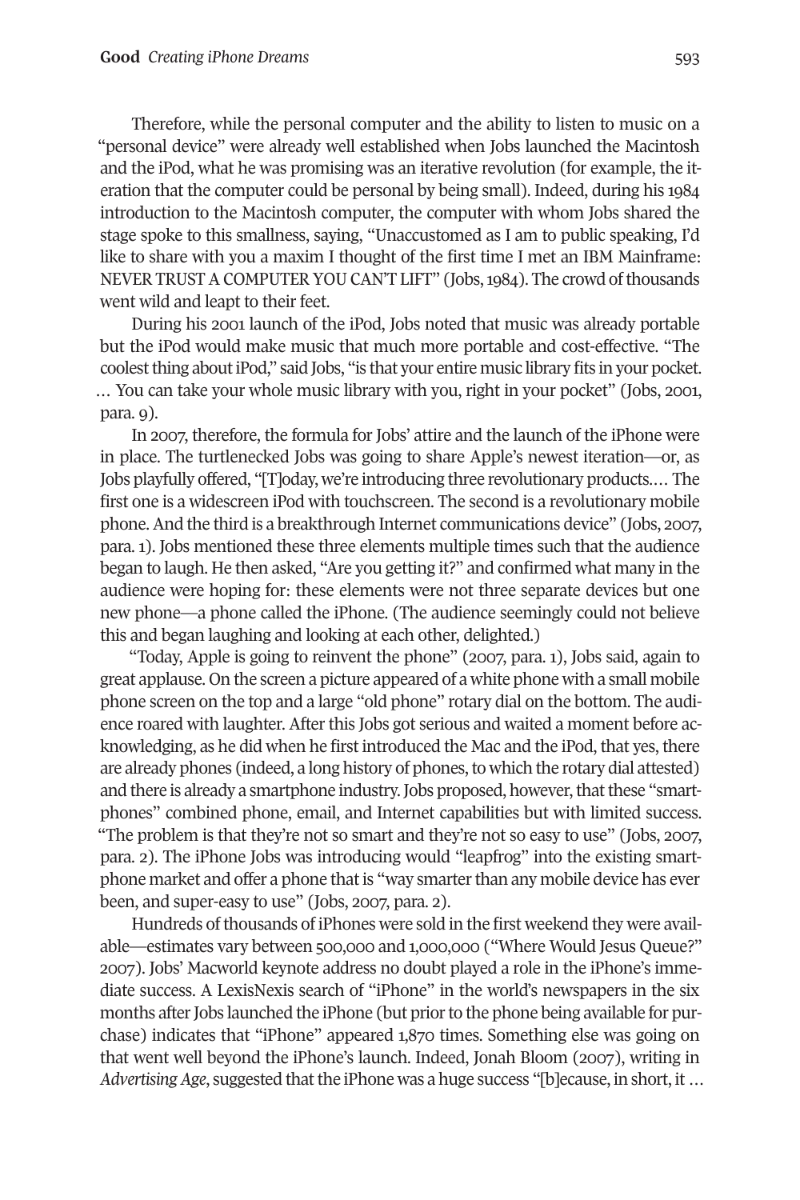Therefore, while the personal computer and the ability to listen to music on a "personal device" were already well established when Jobs launched the Macintosh and the iPod, what he was promising was an iterative revolution (for example, the iteration that the computer could be personal by being small). Indeed, during his 1984 introduction to the Macintosh computer, the computer with whom Jobs shared the stage spoke to this smallness, saying, "Unaccustomed as I am to public speaking, I'd like to share with you a maxim I thought of the first time I met an IBM Mainframe: NEVER TRUST A COMPUTER YOU CAN'T LIFT" (Jobs, 1984). The crowd of thousands went wild and leapt to their feet.

During his 2001 launch of the iPod, Jobs noted that music was already portable but the iPod would make music that much more portable and cost-effective. "The coolest thing about iPod," said Jobs, "is that your entire music library fits in your pocket. … You can take your whole music library with you, right in your pocket" (Jobs, 2001, para. 9).

In 2007, therefore, the formula for Jobs' attire and the launch of the iPhone were in place. The turtlenecked Jobs was going to share Apple's newest iteration—or, as Jobs playfully offered, "[T]oday, we're introducing three revolutionary products.… The first one is a widescreen iPod with touchscreen. The second is a revolutionary mobile phone. And the third is a breakthrough Internet communications device" (Jobs, 2007, para. 1). Jobs mentioned these three elements multiple times such that the audience began to laugh. He then asked, "Are you getting it?" and confirmed what many in the audience were hoping for: these elements were not three separate devices but one new phone—a phone called the iPhone. (The audience seemingly could not believe this and began laughing and looking at each other, delighted.)

"Today, Apple is going to reinvent the phone" (2007, para. 1), Jobs said, again to great applause. On the screen a picture appeared of a white phone with a small mobile phone screen on the top and a large "old phone" rotary dial on the bottom. The audience roared with laughter. After this Jobs got serious and waited a moment before acknowledging, as he did when he first introduced the Mac and the iPod, that yes, there are already phones (indeed, a long history of phones, to which the rotary dial attested) and there is already a smartphone industry. Jobs proposed, however, that these "smartphones" combined phone, email, and Internet capabilities but with limited success. "The problem is that they're not so smart and they're not so easy to use" (Jobs, 2007, para. 2). The iPhone Jobs was introducing would "leapfrog" into the existing smartphone market and offer a phone that is "way smarter than any mobile device has ever been, and super-easy to use" (Jobs, 2007, para. 2).

Hundreds of thousands of iPhones were sold in the first weekend they were available—estimates vary between 500,000 and 1,000,000 ("Where Would Jesus Queue?" 2007). Jobs' Macworld keynote address no doubt played a role in the iPhone's immediate success. A LexisNexis search of "iPhone" in the world's newspapers in the six months after Jobs launched the iPhone (but prior to the phone being available for purchase) indicates that "iPhone" appeared 1,870 times. Something else was going on that went well beyond the iPhone's launch. Indeed, Jonah Bloom (2007), writing in *Advertising Age*, suggested that the iPhone was a huge success "[b]ecause, in short, it …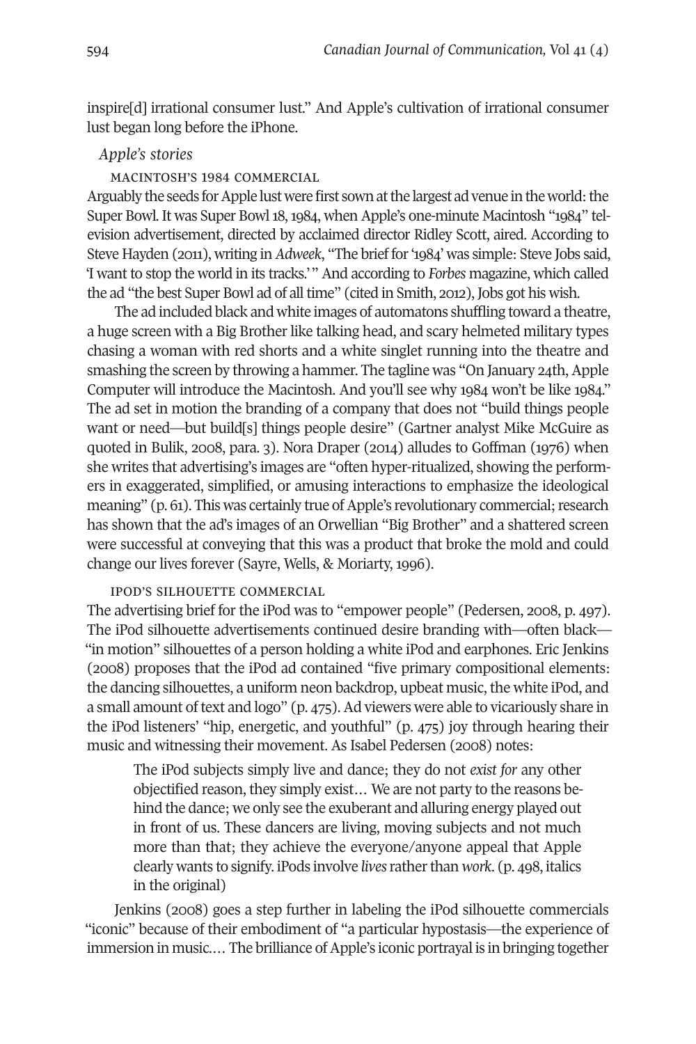inspire[d] irrational consumer lust." And Apple's cultivation of irrational consumer lust began long before the iPhone.

### *Apple's stories*

#### MACINTOSH'S 1984 COMMERCIAL

Arguably the seeds for Apple lust were first sown at the largest ad venue in the world: the Super Bowl. It was Super Bowl 18, 1984, when Apple's one-minute Macintosh "1984" television advertisement, directed by acclaimed director Ridley Scott, aired. According to Steve Hayden (2011), writing in *Adweek*, "The brief for '1984' was simple: Steve Jobs said, 'I want to stop the world in its tracks.'" And according to *Forbes* magazine, which called the ad "the best Super Bowl ad of all time" (cited in Smith, 2012), Jobs got his wish.

The ad included black and white images of automatons shuffling toward a theatre, a huge screen with a Big Brother like talking head, and scary helmeted military types chasing a woman with red shorts and a white singlet running into the theatre and smashing the screen by throwing a hammer. The tagline was "On January 24th, Apple Computer will introduce the Macintosh. And you'll see why 1984 won't be like 1984." The ad set in motion the branding of a company that does not "build things people want or need—but build[s] things people desire" (Gartner analyst Mike McGuire as quoted in Bulik, 2008, para. 3). Nora Draper (2014) alludes to Goffman (1976) when she writes that advertising's images are "often hyper-ritualized, showing the performers in exaggerated, simplified, or amusing interactions to emphasize the ideological meaning" (p. 61). This was certainly true of Apple's revolutionary commercial; research has shown that the ad's images of an Orwellian "Big Brother" and a shattered screen were successful at conveying that this was a product that broke the mold and could change our lives forever (Sayre, Wells, & Moriarty, 1996).

#### IPOD'S SILHOUETTE COMMERCIAL

The advertising brief for the iPod was to "empower people" (Pedersen, 2008, p. 497). The iPod silhouette advertisements continued desire branding with—often black—"in motion" silhouettes of a person holding a white iPod and earphones. Eric Jenkins (2008) proposes that the iPod ad contained "five primary compositional elements: the dancing silhouettes, a uniform neon backdrop, upbeat music, the white iPod, and a small amount of text and logo" (p. 475). Ad viewers were able to vicariously share in the iPod listeners' "hip, energetic, and youthful" (p. 475) joy through hearing their music and witnessing their movement. As Isabel Pedersen (2008) notes:

> The iPod subjects simply live and dance; they do not *exist for* any other objectified reason, they simply exist… We are not party to the reasons behind the dance; we only see the exuberant and alluring energy played out in front of us. These dancers are living, moving subjects and not much more than that; they achieve the everyone/anyone appeal that Apple clearly wants to signify. iPods involve *lives* rather than *work*. (p. 498, italics in the original)

Jenkins (2008) goes a step further in labeling the iPod silhouette commercials "iconic" because of their embodiment of "a particular hypostasis—the experience of immersion in music.… The brilliance of Apple's iconic portrayal is in bringing together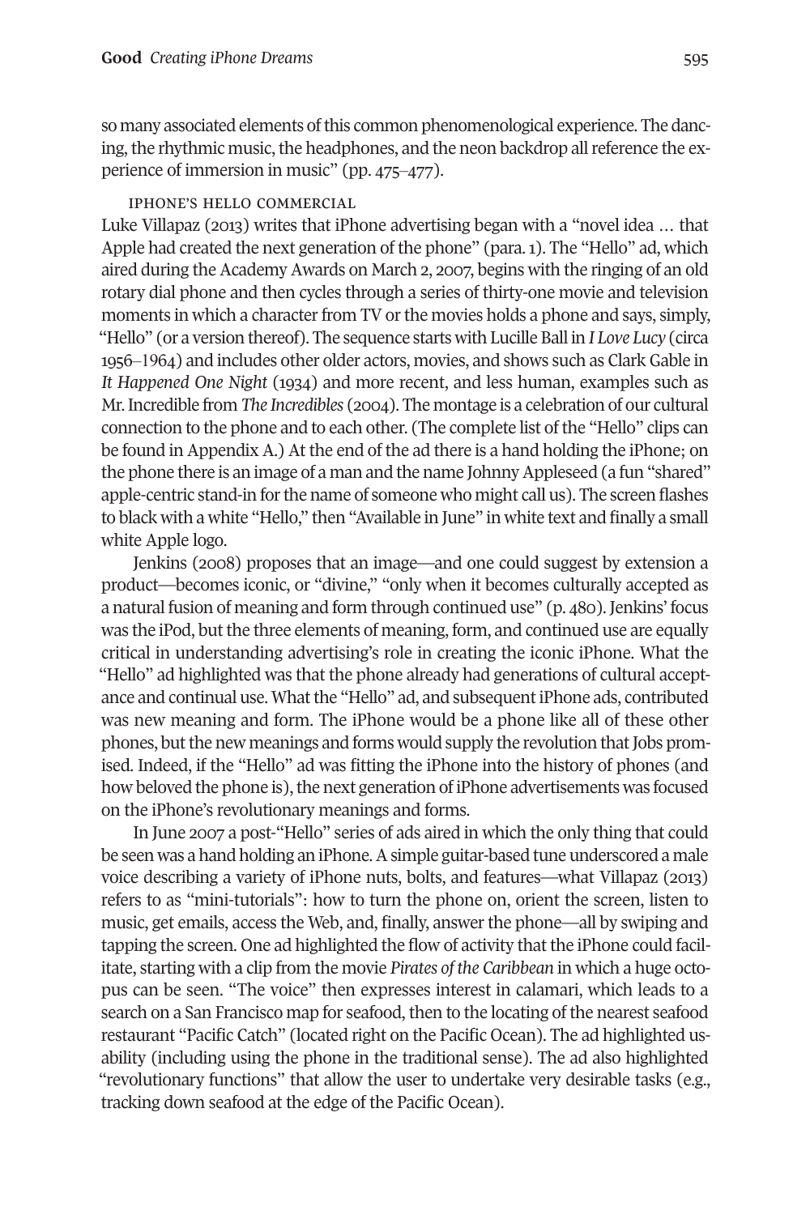so many associated elements of this common phenomenological experience. The dancing, the rhythmic music, the headphones, and the neon backdrop all reference the experience of immersion in music" (pp. 475–477).

### iPhone's Hello Commercial

Luke Villapaz (2013) writes that iPhone advertising began with a "novel idea … that Apple had created the next generation of the phone" (para. 1). The "Hello" ad, which aired during the Academy Awards on March 2, 2007, begins with the ringing of an old rotary dial phone and then cycles through a series of thirty-one movie and television moments in which a character from TV or the movies holds a phone and says, simply, "Hello" (or a version thereof). The sequence starts with Lucille Ball in *I Love Lucy* (circa 1956–1964) and includes other older actors, movies, and shows such as Clark Gable in *It Happened One Night* (1934) and more recent, and less human, examples such as Mr. Incredible from *The Incredibles* (2004). The montage is a celebration of our cultural connection to the phone and to each other. (The complete list of the "Hello" clips can be found in Appendix A.) At the end of the ad there is a hand holding the iPhone; on the phone there is an image of a man and the name Johnny Appleseed (a fun "shared" apple-centric stand-in for the name of someone who might call us). The screen flashes to black with a white "Hello," then "Available in June" in white text and finally a small white Apple logo.

Jenkins (2008) proposes that an image—and one could suggest by extension a product—becomes iconic, or "divine," "only when it becomes culturally accepted as a natural fusion of meaning and form through continued use" (p. 480). Jenkins' focus was the iPod, but the three elements of meaning, form, and continued use are equally critical in understanding advertising's role in creating the iconic iPhone. What the "Hello" ad highlighted was that the phone already had generations of cultural acceptance and continual use. What the "Hello" ad, and subsequent iPhone ads, contributed was new meaning and form. The iPhone would be a phone like all of these other phones, but the new meanings and forms would supply the revolution that Jobs promised. Indeed, if the "Hello" ad was fitting the iPhone into the history of phones (and how beloved the phone is), the next generation of iPhone advertisements was focused on the iPhone's revolutionary meanings and forms.

In June 2007 a post-"Hello" series of ads aired in which the only thing that could be seen was a hand holding an iPhone. A simple guitar-based tune underscored a male voice describing a variety of iPhone nuts, bolts, and features—what Villapaz (2013) refers to as "mini-tutorials": how to turn the phone on, orient the screen, listen to music, get emails, access the Web, and, finally, answer the phone—all by swiping and tapping the screen. One ad highlighted the flow of activity that the iPhone could facilitate, starting with a clip from the movie *Pirates of the Caribbean* in which a huge octopus can be seen. "The voice" then expresses interest in calamari, which leads to a search on a San Francisco map for seafood, then to the locating of the nearest seafood restaurant "Pacific Catch" (located right on the Pacific Ocean). The ad highlighted usability (including using the phone in the traditional sense). The ad also highlighted "revolutionary functions" that allow the user to undertake very desirable tasks (e.g., tracking down seafood at the edge of the Pacific Ocean).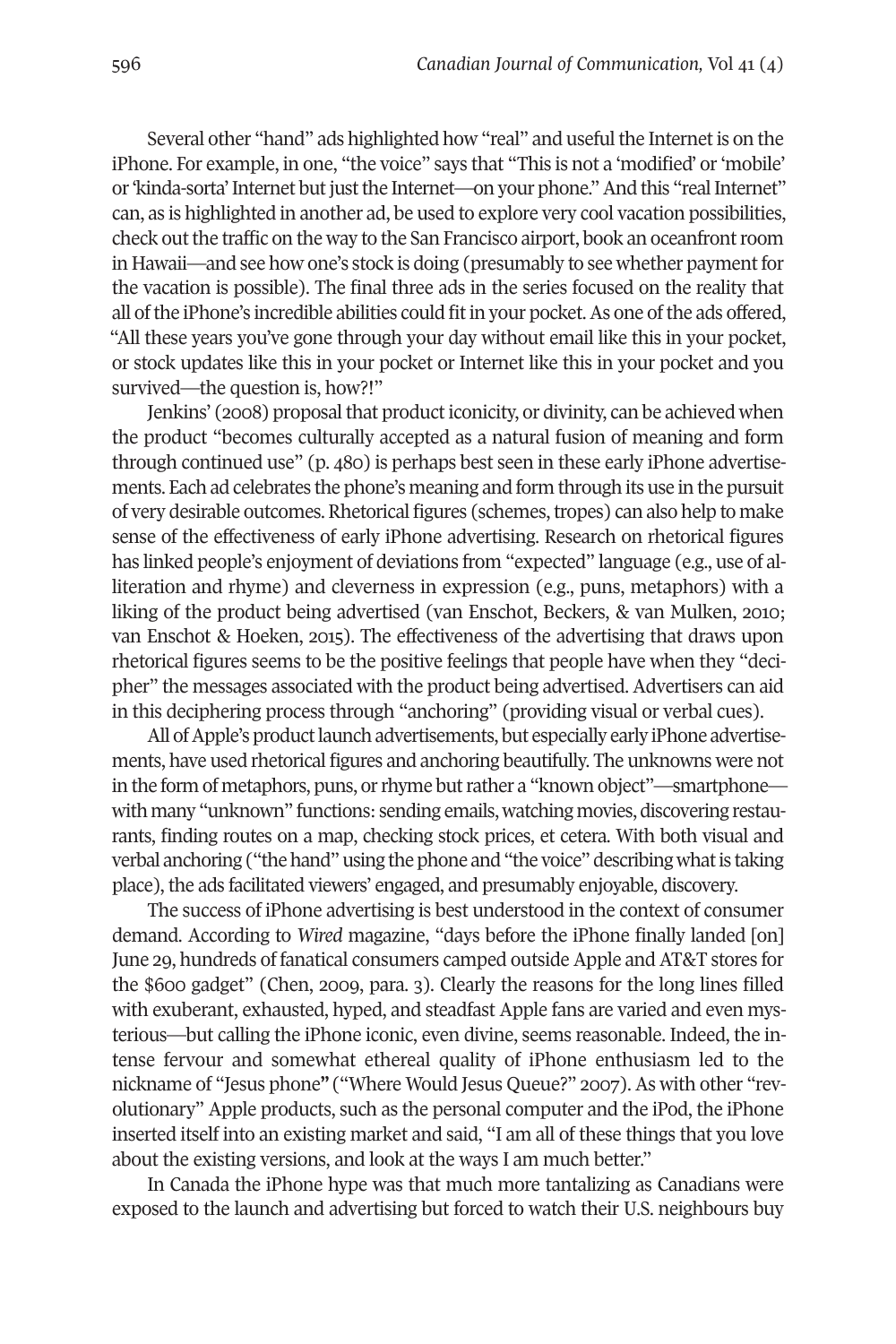Several other "hand" ads highlighted how "real" and useful the Internet is on the iPhone. For example, in one, "the voice" says that "This is not a 'modified' or 'mobile' or 'kinda-sorta' Internet but just the Internet—on your phone." And this "real Internet" can, as is highlighted in another ad, be used to explore very cool vacation possibilities, check out the traffic on the way to the San Francisco airport, book an oceanfront room in Hawaii—and see how one's stock is doing (presumably to see whether payment for the vacation is possible). The final three ads in the series focused on the reality that all of the iPhone's incredible abilities could fit in your pocket. As one of the ads offered, "All these years you've gone through your day without email like this in your pocket, or stock updates like this in your pocket or Internet like this in your pocket and you survived—the question is, how?!"

Jenkins' (2008) proposal that product iconicity, or divinity, can be achieved when the product "becomes culturally accepted as a natural fusion of meaning and form through continued use" (p. 480) is perhaps best seen in these early iPhone advertisements. Each ad celebrates the phone's meaning and form through its use in the pursuit of very desirable outcomes. Rhetorical figures (schemes, tropes) can also help to make sense of the effectiveness of early iPhone advertising. Research on rhetorical figures has linked people's enjoyment of deviations from "expected" language (e.g., use of alliteration and rhyme) and cleverness in expression (e.g., puns, metaphors) with a liking of the product being advertised (van Enschot, Beckers, & van Mulken, 2010; van Enschot & Hoeken, 2015). The effectiveness of the advertising that draws upon rhetorical figures seems to be the positive feelings that people have when they "decipher" the messages associated with the product being advertised. Advertisers can aid in this deciphering process through "anchoring" (providing visual or verbal cues).

All of Apple's product launch advertisements, but especially early iPhone advertisements, have used rhetorical figures and anchoring beautifully. The unknowns were not in the form of metaphors, puns, or rhyme but rather a "known object"—smartphone—with many "unknown" functions: sending emails, watching movies, discovering restaurants, finding routes on a map, checking stock prices, et cetera. With both visual and verbal anchoring ("the hand" using the phone and "the voice" describing what is taking place), the ads facilitated viewers' engaged, and presumably enjoyable, discovery.

The success of iPhone advertising is best understood in the context of consumer demand. According to *Wired* magazine, "days before the iPhone finally landed [on] June 29, hundreds of fanatical consumers camped outside Apple and AT&T stores for the $600 gadget" (Chen, 2009, para. 3). Clearly the reasons for the long lines filled with exuberant, exhausted, hyped, and steadfast Apple fans are varied and even mysterious—but calling the iPhone iconic, even divine, seems reasonable. Indeed, the intense fervour and somewhat ethereal quality of iPhone enthusiasm led to the nickname of "Jesus phone" ("Where Would Jesus Queue?" 2007). As with other "revolutionary" Apple products, such as the personal computer and the iPod, the iPhone inserted itself into an existing market and said, "I am all of these things that you love about the existing versions, and look at the ways I am much better."

In Canada the iPhone hype was that much more tantalizing as Canadians were exposed to the launch and advertising but forced to watch their U.S. neighbours buy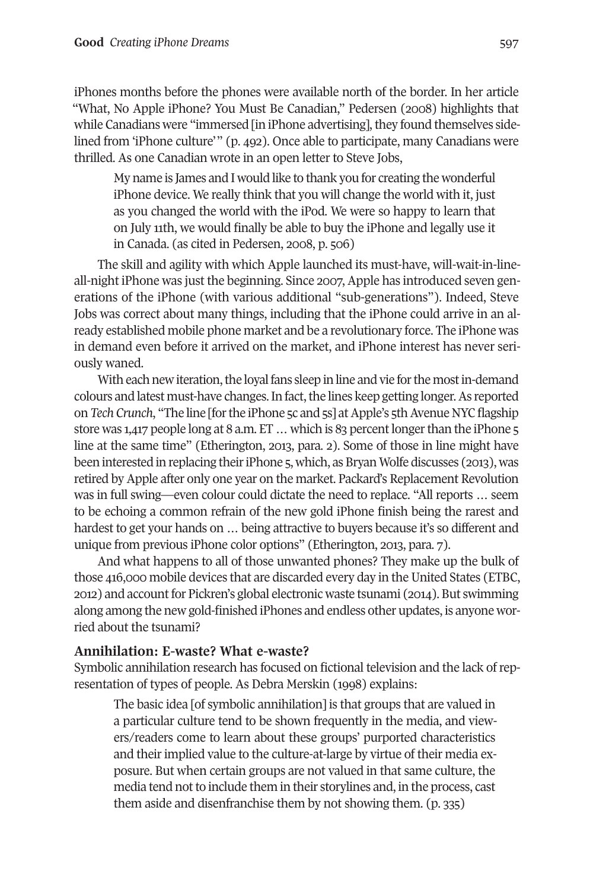iPhones months before the phones were available north of the border. In her article "What, No Apple iPhone? You Must Be Canadian," Pedersen (2008) highlights that while Canadians were "immersed [in iPhone advertising], they found themselves sidelined from 'iPhone culture'" (p. 492). Once able to participate, many Canadians were thrilled. As one Canadian wrote in an open letter to Steve Jobs,

> My name is James and I would like to thank you for creating the wonderful iPhone device. We really think that you will change the world with it, just as you changed the world with the iPod. We were so happy to learn that on July 11th, we would finally be able to buy the iPhone and legally use it in Canada. (as cited in Pedersen, 2008, p. 506)

The skill and agility with which Apple launched its must-have, will-wait-in-line-all-night iPhone was just the beginning. Since 2007, Apple has introduced seven generations of the iPhone (with various additional "sub-generations"). Indeed, Steve Jobs was correct about many things, including that the iPhone could arrive in an already established mobile phone market and be a revolutionary force. The iPhone was in demand even before it arrived on the market, and iPhone interest has never seriously waned.

With each new iteration, the loyal fans sleep in line and vie for the most in-demand colours and latest must-have changes. In fact, the lines keep getting longer. As reported on *Tech Crunch*, "The line [for the iPhone 5c and 5s] at Apple's 5th Avenue NYC flagship store was 1,417 people long at 8 a.m. ET … which is 83 percent longer than the iPhone 5 line at the same time" (Etherington, 2013, para. 2). Some of those in line might have been interested in replacing their iPhone 5, which, as Bryan Wolfe discusses (2013), was retired by Apple after only one year on the market. Packard's Replacement Revolution was in full swing—even colour could dictate the need to replace. "All reports … seem to be echoing a common refrain of the new gold iPhone finish being the rarest and hardest to get your hands on … being attractive to buyers because it's so different and unique from previous iPhone color options" (Etherington, 2013, para. 7).

And what happens to all of those unwanted phones? They make up the bulk of those 416,000 mobile devices that are discarded every day in the United States (ETBC, 2012) and account for Pickren's global electronic waste tsunami (2014). But swimming along among the new gold-finished iPhones and endless other updates, is anyone worried about the tsunami?

## Annihilation: E-waste? What e-waste?

Symbolic annihilation research has focused on fictional television and the lack of representation of types of people. As Debra Merskin (1998) explains:

> The basic idea [of symbolic annihilation] is that groups that are valued in a particular culture tend to be shown frequently in the media, and viewers/readers come to learn about these groups' purported characteristics and their implied value to the culture-at-large by virtue of their media exposure. But when certain groups are not valued in that same culture, the media tend not to include them in their storylines and, in the process, cast them aside and disenfranchise them by not showing them. (p. 335)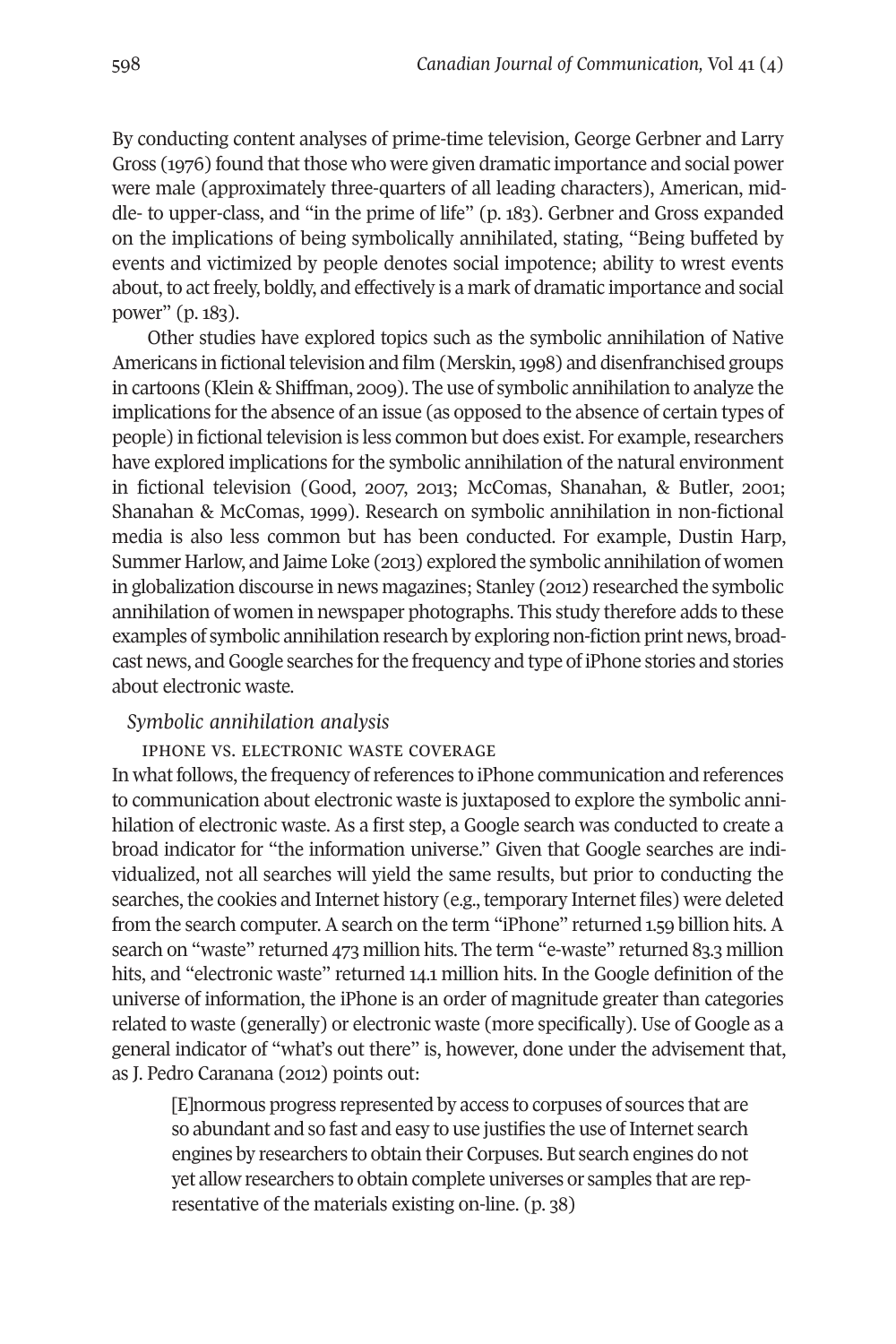By conducting content analyses of prime-time television, George Gerbner and Larry Gross (1976) found that those who were given dramatic importance and social power were male (approximately three-quarters of all leading characters), American, middle- to upper-class, and "in the prime of life" (p. 183). Gerbner and Gross expanded on the implications of being symbolically annihilated, stating, "Being buffeted by events and victimized by people denotes social impotence; ability to wrest events about, to act freely, boldly, and effectively is a mark of dramatic importance and social power" (p. 183).

Other studies have explored topics such as the symbolic annihilation of Native Americans in fictional television and film (Merskin, 1998) and disenfranchised groups in cartoons (Klein & Shiffman, 2009). The use of symbolic annihilation to analyze the implications for the absence of an issue (as opposed to the absence of certain types of people) in fictional television is less common but does exist. For example, researchers have explored implications for the symbolic annihilation of the natural environment in fictional television (Good, 2007, 2013; McComas, Shanahan, & Butler, 2001; Shanahan & McComas, 1999). Research on symbolic annihilation in non-fictional media is also less common but has been conducted. For example, Dustin Harp, Summer Harlow, and Jaime Loke (2013) explored the symbolic annihilation of women in globalization discourse in news magazines; Stanley (2012) researched the symbolic annihilation of women in newspaper photographs. This study therefore adds to these examples of symbolic annihilation research by exploring non-fiction print news, broadcast news, and Google searches for the frequency and type of iPhone stories and stories about electronic waste.

### *Symbolic annihilation analysis*

#### iPhone vs. electronic waste coverage

In what follows, the frequency of references to iPhone communication and references to communication about electronic waste is juxtaposed to explore the symbolic annihilation of electronic waste. As a first step, a Google search was conducted to create a broad indicator for "the information universe." Given that Google searches are individualized, not all searches will yield the same results, but prior to conducting the searches, the cookies and Internet history (e.g., temporary Internet files) were deleted from the search computer. A search on the term "iPhone" returned 1.59 billion hits. A search on "waste" returned 473 million hits. The term "e-waste" returned 83.3 million hits, and "electronic waste" returned 14.1 million hits. In the Google definition of the universe of information, the iPhone is an order of magnitude greater than categories related to waste (generally) or electronic waste (more specifically). Use of Google as a general indicator of "what's out there" is, however, done under the advisement that, as J. Pedro Caranana (2012) points out:

> [E]normous progress represented by access to corpuses of sources that are so abundant and so fast and easy to use justifies the use of Internet search engines by researchers to obtain their Corpuses. But search engines do not yet allow researchers to obtain complete universes or samples that are representative of the materials existing on-line. (p. 38)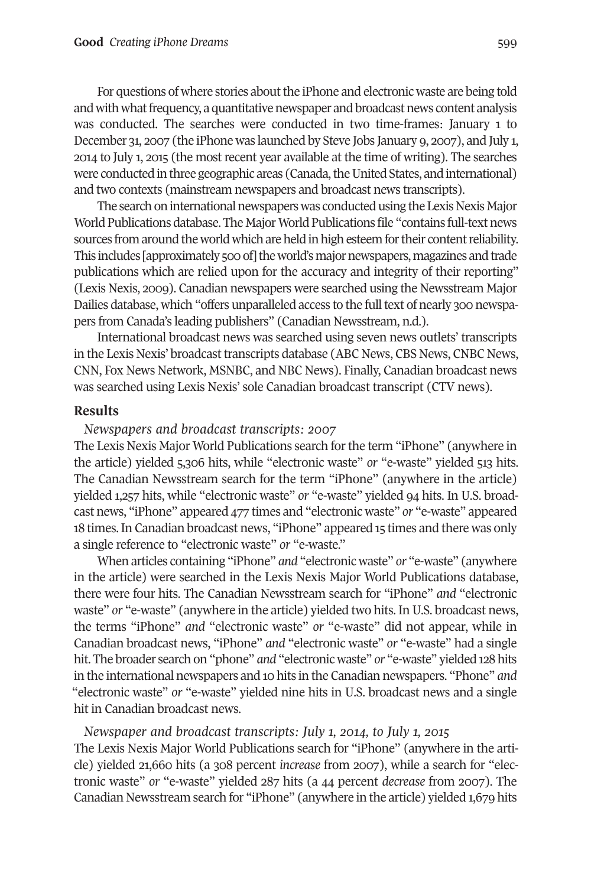For questions of where stories about the iPhone and electronic waste are being told and with what frequency, a quantitative newspaper and broadcast news content analysis was conducted. The searches were conducted in two time-frames: January 1 to December 31, 2007 (the iPhone was launched by Steve Jobs January 9, 2007), and July 1, 2014 to July 1, 2015 (the most recent year available at the time of writing). The searches were conducted in three geographic areas (Canada, the United States, and international) and two contexts (mainstream newspapers and broadcast news transcripts).

The search on international newspapers was conducted using the Lexis Nexis Major World Publications database. The Major World Publications file "contains full-text news sources from around the world which are held in high esteem for their content reliability. This includes [approximately 500 of] the world's major newspapers, magazines and trade publications which are relied upon for the accuracy and integrity of their reporting" (Lexis Nexis, 2009). Canadian newspapers were searched using the Newsstream Major Dailies database, which "offers unparalleled access to the full text of nearly 300 newspapers from Canada's leading publishers" (Canadian Newsstream, n.d.).

International broadcast news was searched using seven news outlets' transcripts in the Lexis Nexis' broadcast transcripts database (ABC News, CBS News, CNBC News, CNN, Fox News Network, MSNBC, and NBC News). Finally, Canadian broadcast news was searched using Lexis Nexis' sole Canadian broadcast transcript (CTV news).

## Results

### *Newspapers and broadcast transcripts: 2007*

The Lexis Nexis Major World Publications search for the term "iPhone" (anywhere in the article) yielded 5,306 hits, while "electronic waste" *or* "e-waste" yielded 513 hits. The Canadian Newsstream search for the term "iPhone" (anywhere in the article) yielded 1,257 hits, while "electronic waste" *or* "e-waste" yielded 94 hits. In U.S. broadcast news, "iPhone" appeared 477 times and "electronic waste" *or* "e-waste" appeared 18 times. In Canadian broadcast news, "iPhone" appeared 15 times and there was only a single reference to "electronic waste" *or* "e-waste."

When articles containing "iPhone" *and* "electronic waste" *or* "e-waste" (anywhere in the article) were searched in the Lexis Nexis Major World Publications database, there were four hits. The Canadian Newsstream search for "iPhone" *and* "electronic waste" *or* "e-waste" (anywhere in the article) yielded two hits. In U.S. broadcast news, the terms "iPhone" *and* "electronic waste" *or* "e-waste" did not appear, while in Canadian broadcast news, "iPhone" *and* "electronic waste" *or* "e-waste" had a single hit. The broader search on "phone" *and* "electronic waste" *or* "e-waste" yielded 128 hits in the international newspapers and 10 hits in the Canadian newspapers. "Phone" *and* "electronic waste" *or* "e-waste" yielded nine hits in U.S. broadcast news and a single hit in Canadian broadcast news.

### *Newspaper and broadcast transcripts: July 1, 2014, to July 1, 2015*

The Lexis Nexis Major World Publications search for "iPhone" (anywhere in the article) yielded 21,660 hits (a 308 percent *increase* from 2007), while a search for "electronic waste" *or* "e-waste" yielded 287 hits (a 44 percent *decrease* from 2007). The Canadian Newsstream search for "iPhone" (anywhere in the article) yielded 1,679 hits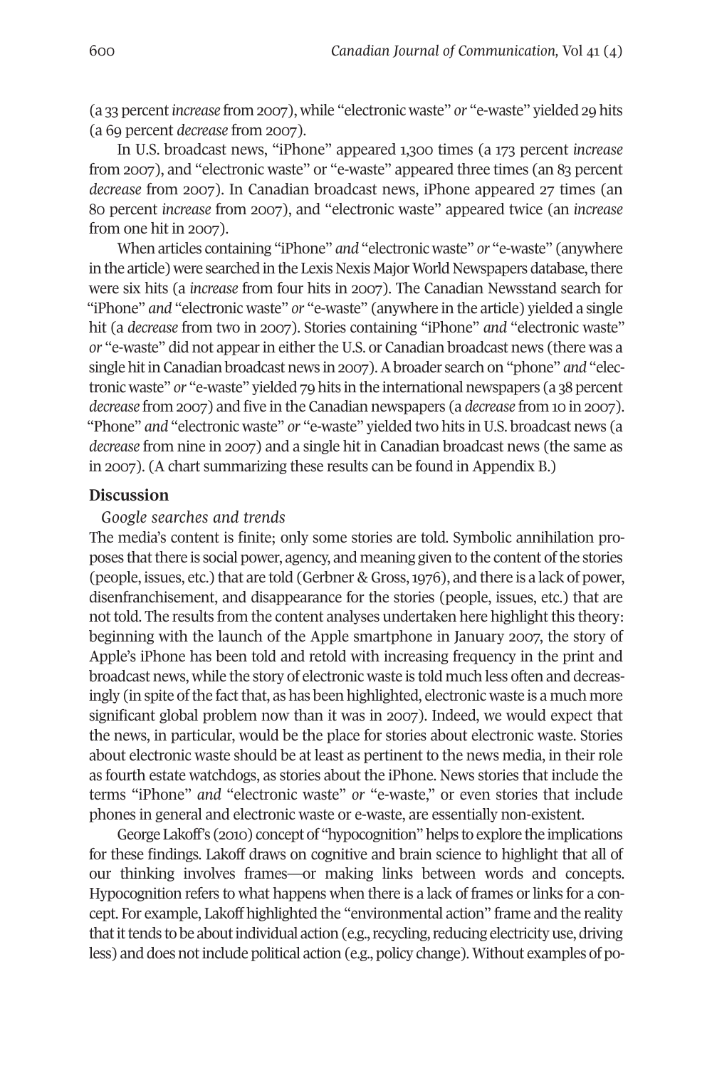(a 33 percent *increase* from 2007), while "electronic waste" *or* "e-waste" yielded 29 hits (a 69 percent *decrease* from 2007).

In U.S. broadcast news, "iPhone" appeared 1,300 times (a 173 percent *increase* from 2007), and "electronic waste" or "e-waste" appeared three times (an 83 percent *decrease* from 2007). In Canadian broadcast news, iPhone appeared 27 times (an 80 percent *increase* from 2007), and "electronic waste" appeared twice (an *increase* from one hit in 2007).

When articles containing "iPhone" *and* "electronic waste" *or* "e-waste" (anywhere in the article) were searched in the Lexis Nexis Major World Newspapers database, there were six hits (a *increase* from four hits in 2007). The Canadian Newsstand search for "iPhone" *and* "electronic waste" *or* "e-waste" (anywhere in the article) yielded a single hit (a *decrease* from two in 2007). Stories containing "iPhone" *and* "electronic waste" *or* "e-waste" did not appear in either the U.S. or Canadian broadcast news (there was a single hit in Canadian broadcast news in 2007). A broader search on "phone" *and* "electronic waste" *or* "e-waste" yielded 79 hits in the international newspapers (a 38 percent *decrease* from 2007) and five in the Canadian newspapers (a *decrease* from 10 in 2007). "Phone" *and* "electronic waste" *or* "e-waste" yielded two hits in U.S. broadcast news (a *decrease* from nine in 2007) and a single hit in Canadian broadcast news (the same as in 2007). (A chart summarizing these results can be found in Appendix B.)

## Discussion

### *Google searches and trends*

The media's content is finite; only some stories are told. Symbolic annihilation proposes that there is social power, agency, and meaning given to the content of the stories (people, issues, etc.) that are told (Gerbner & Gross, 1976), and there is a lack of power, disenfranchisement, and disappearance for the stories (people, issues, etc.) that are not told. The results from the content analyses undertaken here highlight this theory: beginning with the launch of the Apple smartphone in January 2007, the story of Apple's iPhone has been told and retold with increasing frequency in the print and broadcast news, while the story of electronic waste is told much less often and decreasingly (in spite of the fact that, as has been highlighted, electronic waste is a much more significant global problem now than it was in 2007). Indeed, we would expect that the news, in particular, would be the place for stories about electronic waste. Stories about electronic waste should be at least as pertinent to the news media, in their role as fourth estate watchdogs, as stories about the iPhone. News stories that include the terms "iPhone" *and* "electronic waste" *or* "e-waste," or even stories that include phones in general and electronic waste or e-waste, are essentially non-existent.

George Lakoff's (2010) concept of "hypocognition" helps to explore the implications for these findings. Lakoff draws on cognitive and brain science to highlight that all of our thinking involves frames—or making links between words and concepts. Hypocognition refers to what happens when there is a lack of frames or links for a concept. For example, Lakoff highlighted the "environmental action" frame and the reality that it tends to be about individual action (e.g., recycling, reducing electricity use, driving less) and does not include political action (e.g., policy change). Without examples of po-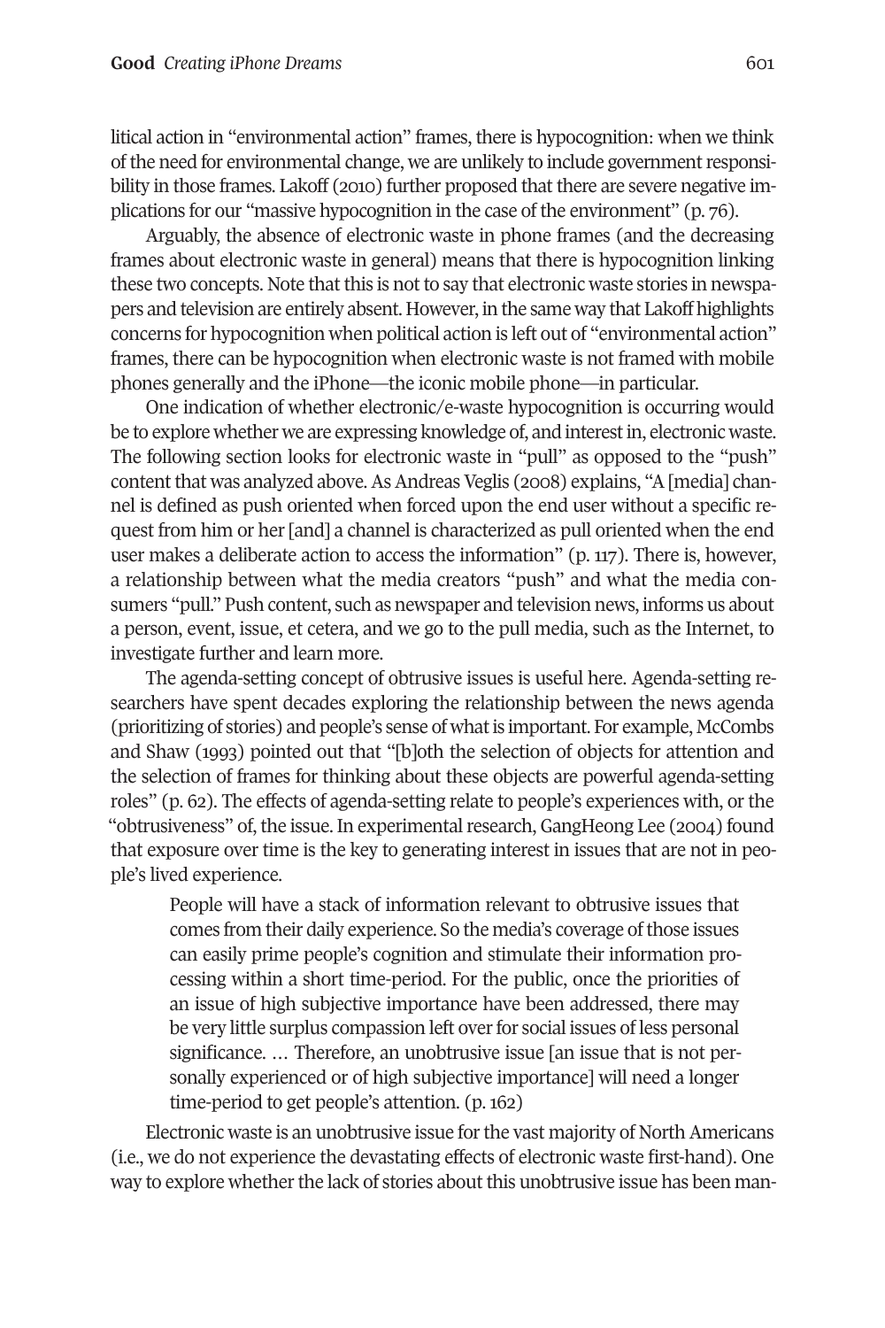litical action in "environmental action" frames, there is hypocognition: when we think of the need for environmental change, we are unlikely to include government responsibility in those frames. Lakoff (2010) further proposed that there are severe negative implications for our "massive hypocognition in the case of the environment" (p. 76).

Arguably, the absence of electronic waste in phone frames (and the decreasing frames about electronic waste in general) means that there is hypocognition linking these two concepts. Note that this is not to say that electronic waste stories in newspapers and television are entirely absent. However, in the same way that Lakoff highlights concerns for hypocognition when political action is left out of "environmental action" frames, there can be hypocognition when electronic waste is not framed with mobile phones generally and the iPhone—the iconic mobile phone—in particular.

One indication of whether electronic/e-waste hypocognition is occurring would be to explore whether we are expressing knowledge of, and interest in, electronic waste. The following section looks for electronic waste in "pull" as opposed to the "push" content that was analyzed above. As Andreas Veglis (2008) explains, "A [media] channel is defined as push oriented when forced upon the end user without a specific request from him or her [and] a channel is characterized as pull oriented when the end user makes a deliberate action to access the information" (p. 117). There is, however, a relationship between what the media creators "push" and what the media consumers "pull." Push content, such as newspaper and television news, informs us about a person, event, issue, et cetera, and we go to the pull media, such as the Internet, to investigate further and learn more.

The agenda-setting concept of obtrusive issues is useful here. Agenda-setting researchers have spent decades exploring the relationship between the news agenda (prioritizing of stories) and people's sense of what is important. For example, McCombs and Shaw (1993) pointed out that "[b]oth the selection of objects for attention and the selection of frames for thinking about these objects are powerful agenda-setting roles" (p. 62). The effects of agenda-setting relate to people's experiences with, or the "obtrusiveness" of, the issue. In experimental research, GangHeong Lee (2004) found that exposure over time is the key to generating interest in issues that are not in people's lived experience.

> People will have a stack of information relevant to obtrusive issues that comes from their daily experience. So the media's coverage of those issues can easily prime people's cognition and stimulate their information processing within a short time-period. For the public, once the priorities of an issue of high subjective importance have been addressed, there may be very little surplus compassion left over for social issues of less personal significance. … Therefore, an unobtrusive issue [an issue that is not personally experienced or of high subjective importance] will need a longer time-period to get people's attention. (p. 162)

Electronic waste is an unobtrusive issue for the vast majority of North Americans (i.e., we do not experience the devastating effects of electronic waste first-hand). One way to explore whether the lack of stories about this unobtrusive issue has been man-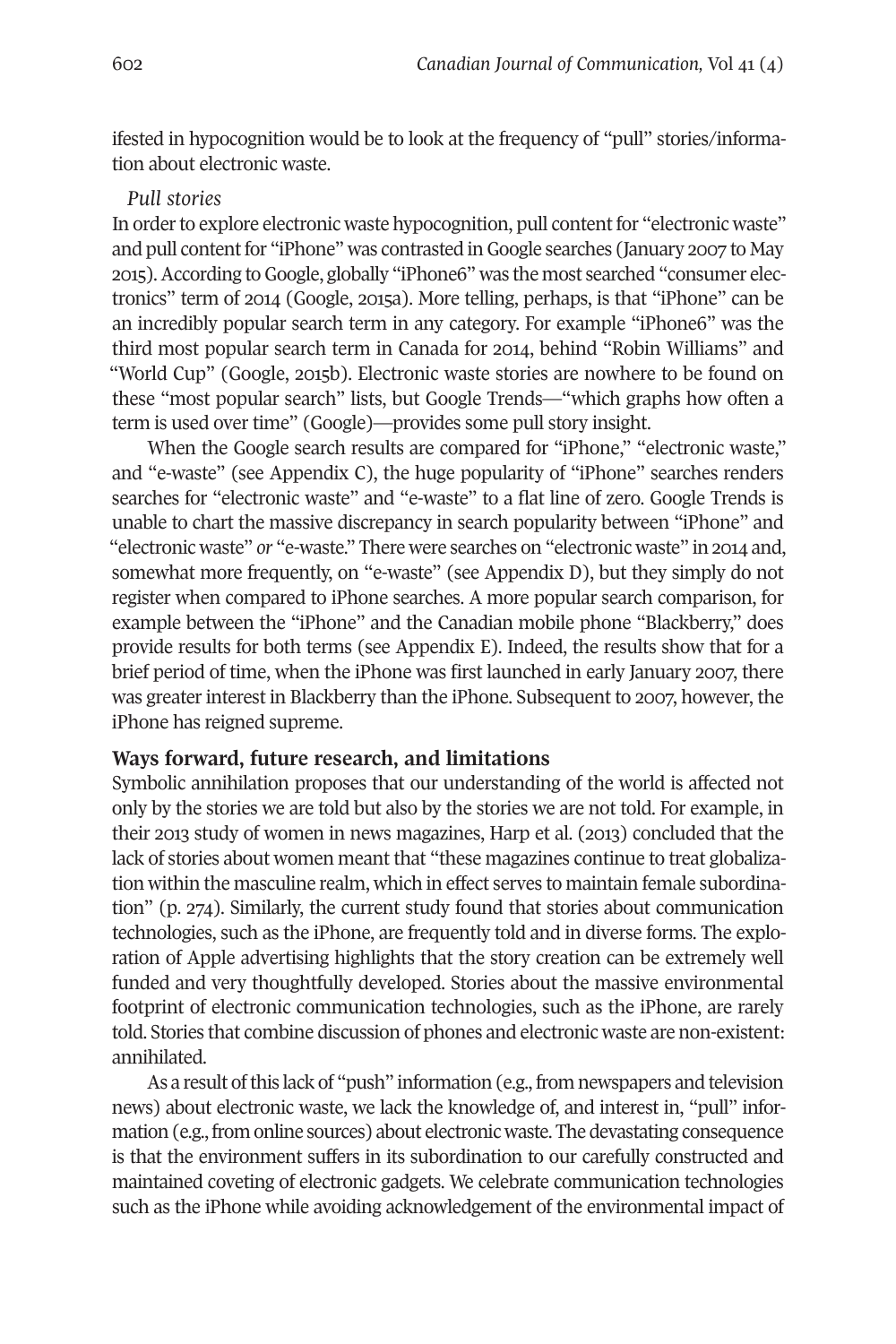ifested in hypocognition would be to look at the frequency of "pull" stories/information about electronic waste.

*Pull stories*

In order to explore electronic waste hypocognition, pull content for "electronic waste" and pull content for "iPhone" was contrasted in Google searches (January 2007 to May 2015). According to Google, globally "iPhone6" was the most searched "consumer electronics" term of 2014 (Google, 2015a). More telling, perhaps, is that "iPhone" can be an incredibly popular search term in any category. For example "iPhone6" was the third most popular search term in Canada for 2014, behind "Robin Williams" and "World Cup" (Google, 2015b). Electronic waste stories are nowhere to be found on these "most popular search" lists, but Google Trends—"which graphs how often a term is used over time" (Google)—provides some pull story insight.

When the Google search results are compared for "iPhone," "electronic waste," and "e-waste" (see Appendix C), the huge popularity of "iPhone" searches renders searches for "electronic waste" and "e-waste" to a flat line of zero. Google Trends is unable to chart the massive discrepancy in search popularity between "iPhone" and "electronic waste" *or* "e-waste." There were searches on "electronic waste" in 2014 and, somewhat more frequently, on "e-waste" (see Appendix D), but they simply do not register when compared to iPhone searches. A more popular search comparison, for example between the "iPhone" and the Canadian mobile phone "Blackberry," does provide results for both terms (see Appendix E). Indeed, the results show that for a brief period of time, when the iPhone was first launched in early January 2007, there was greater interest in Blackberry than the iPhone. Subsequent to 2007, however, the iPhone has reigned supreme.

## Ways forward, future research, and limitations

Symbolic annihilation proposes that our understanding of the world is affected not only by the stories we are told but also by the stories we are not told. For example, in their 2013 study of women in news magazines, Harp et al. (2013) concluded that the lack of stories about women meant that "these magazines continue to treat globalization within the masculine realm, which in effect serves to maintain female subordination" (p. 274). Similarly, the current study found that stories about communication technologies, such as the iPhone, are frequently told and in diverse forms. The exploration of Apple advertising highlights that the story creation can be extremely well funded and very thoughtfully developed. Stories about the massive environmental footprint of electronic communication technologies, such as the iPhone, are rarely told. Stories that combine discussion of phones and electronic waste are non-existent: annihilated.

As a result of this lack of "push" information (e.g., from newspapers and television news) about electronic waste, we lack the knowledge of, and interest in, "pull" information (e.g., from online sources) about electronic waste. The devastating consequence is that the environment suffers in its subordination to our carefully constructed and maintained coveting of electronic gadgets. We celebrate communication technologies such as the iPhone while avoiding acknowledgement of the environmental impact of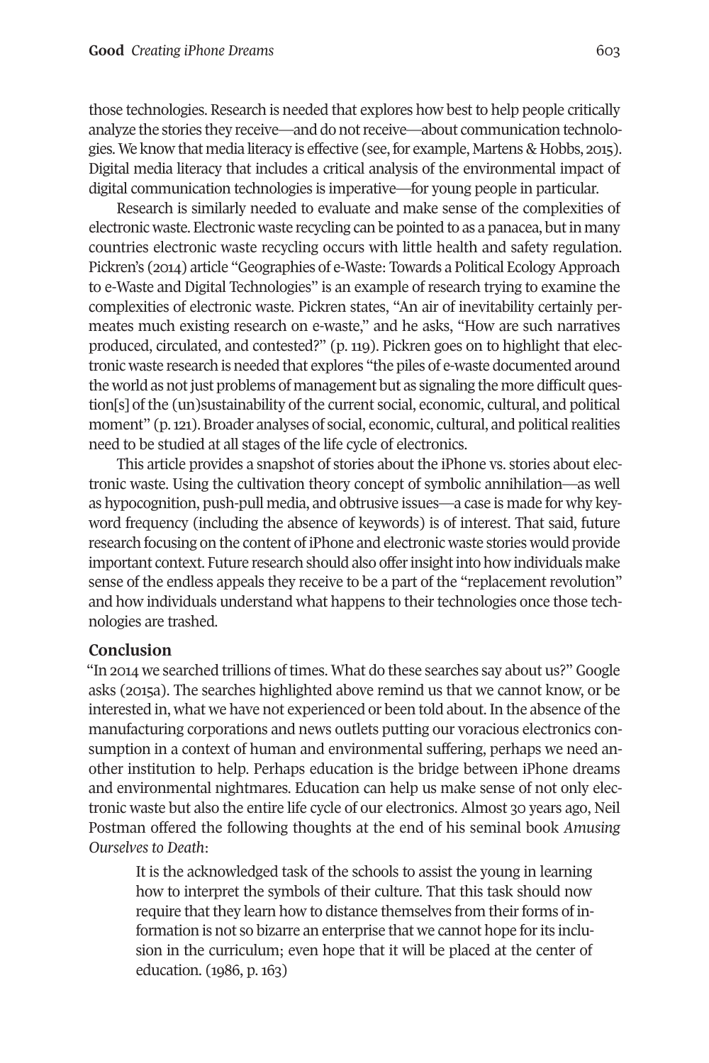those technologies. Research is needed that explores how best to help people critically analyze the stories they receive—and do not receive—about communication technologies. We know that media literacy is effective (see, for example, Martens & Hobbs, 2015). Digital media literacy that includes a critical analysis of the environmental impact of digital communication technologies is imperative—for young people in particular.

Research is similarly needed to evaluate and make sense of the complexities of electronic waste. Electronic waste recycling can be pointed to as a panacea, but in many countries electronic waste recycling occurs with little health and safety regulation. Pickren's (2014) article "Geographies of e-Waste: Towards a Political Ecology Approach to e-Waste and Digital Technologies" is an example of research trying to examine the complexities of electronic waste. Pickren states, "An air of inevitability certainly permeates much existing research on e-waste," and he asks, "How are such narratives produced, circulated, and contested?" (p. 119). Pickren goes on to highlight that electronic waste research is needed that explores "the piles of e-waste documented around the world as not just problems of management but as signaling the more difficult question[s] of the (un)sustainability of the current social, economic, cultural, and political moment" (p. 121). Broader analyses of social, economic, cultural, and political realities need to be studied at all stages of the life cycle of electronics.

This article provides a snapshot of stories about the iPhone vs. stories about electronic waste. Using the cultivation theory concept of symbolic annihilation—as well as hypocognition, push-pull media, and obtrusive issues—a case is made for why keyword frequency (including the absence of keywords) is of interest. That said, future research focusing on the content of iPhone and electronic waste stories would provide important context. Future research should also offer insight into how individuals make sense of the endless appeals they receive to be a part of the "replacement revolution" and how individuals understand what happens to their technologies once those technologies are trashed.

## Conclusion

"In 2014 we searched trillions of times. What do these searches say about us?" Google asks (2015a). The searches highlighted above remind us that we cannot know, or be interested in, what we have not experienced or been told about. In the absence of the manufacturing corporations and news outlets putting our voracious electronics consumption in a context of human and environmental suffering, perhaps we need another institution to help. Perhaps education is the bridge between iPhone dreams and environmental nightmares. Education can help us make sense of not only electronic waste but also the entire life cycle of our electronics. Almost 30 years ago, Neil Postman offered the following thoughts at the end of his seminal book *Amusing Ourselves to Death*:

> It is the acknowledged task of the schools to assist the young in learning how to interpret the symbols of their culture. That this task should now require that they learn how to distance themselves from their forms of information is not so bizarre an enterprise that we cannot hope for its inclusion in the curriculum; even hope that it will be placed at the center of education. (1986, p. 163)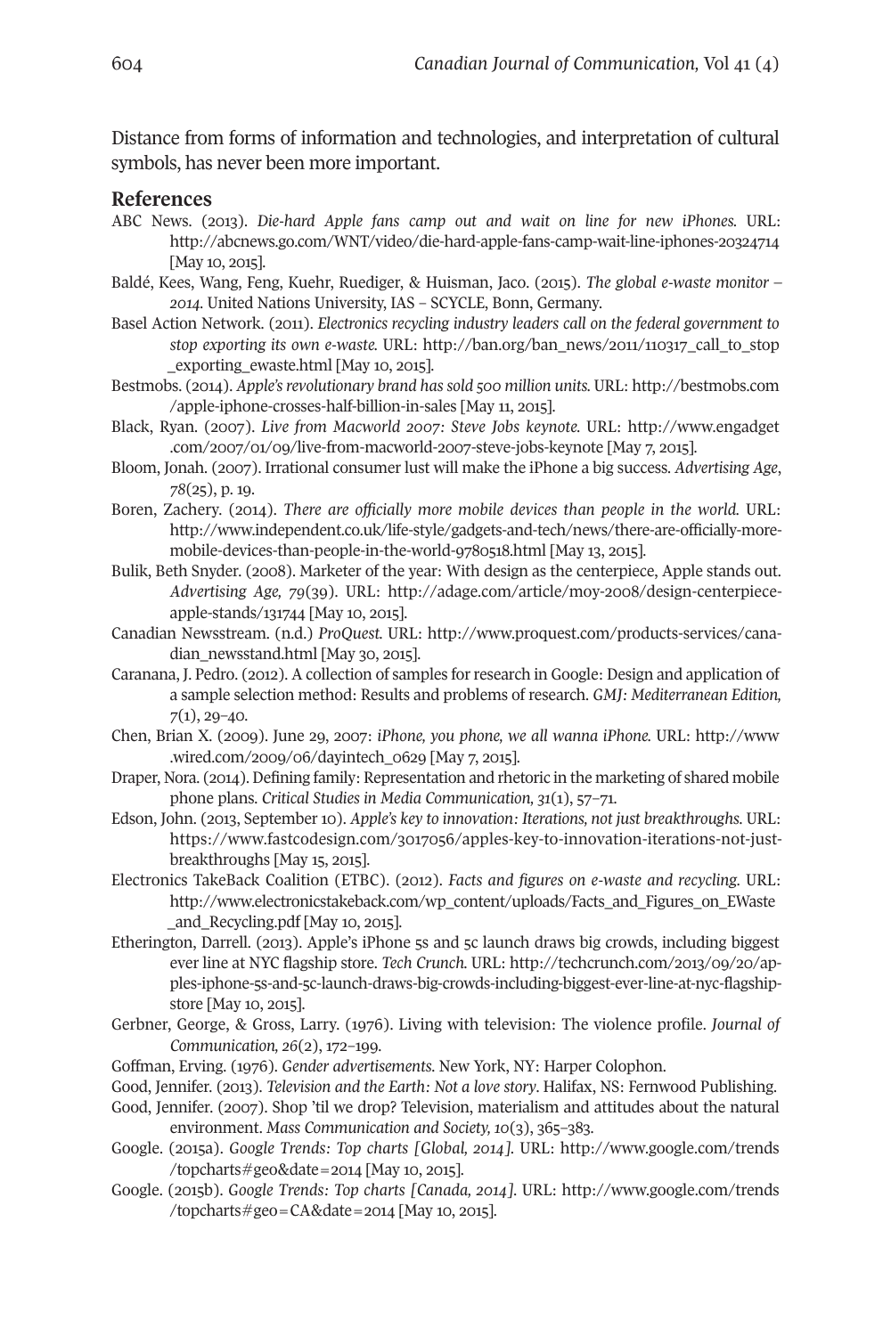Distance from forms of information and technologies, and interpretation of cultural symbols, has never been more important.

## References

ABC News. (2013). *Die-hard Apple fans camp out and wait on line for new iPhones.* URL: http://abcnews.go.com/WNT/video/die-hard-apple-fans-camp-wait-line-iphones-20324714 [May 10, 2015].

Baldé, Kees, Wang, Feng, Kuehr, Ruediger, & Huisman, Jaco. (2015). *The global e-waste monitor – 2014.* United Nations University, IAS – SCYCLE, Bonn, Germany.

Basel Action Network. (2011). *Electronics recycling industry leaders call on the federal government to stop exporting its own e-waste.* URL: http://ban.org/ban_news/2011/110317_call_to_stop_exporting_ewaste.html [May 10, 2015].

Bestmobs. (2014). *Apple's revolutionary brand has sold 500 million units.* URL: http://bestmobs.com/apple-iphone-crosses-half-billion-in-sales [May 11, 2015].

Black, Ryan. (2007). *Live from Macworld 2007: Steve Jobs keynote.* URL: http://www.engadget.com/2007/01/09/live-from-macworld-2007-steve-jobs-keynote [May 7, 2015].

Bloom, Jonah. (2007). Irrational consumer lust will make the iPhone a big success. *Advertising Age*, *78*(25), p. 19.

Boren, Zachery. (2014). *There are officially more mobile devices than people in the world.* URL: http://www.independent.co.uk/life-style/gadgets-and-tech/news/there-are-officially-more-mobile-devices-than-people-in-the-world-9780518.html [May 13, 2015].

Bulik, Beth Snyder. (2008). Marketer of the year: With design as the centerpiece, Apple stands out. *Advertising Age, 79*(39). URL: http://adage.com/article/moy-2008/design-centerpiece-apple-stands/131744 [May 10, 2015].

Canadian Newsstream. (n.d.) *ProQuest.* URL: http://www.proquest.com/products-services/canadian_newsstand.html [May 30, 2015].

Caranana, J. Pedro. (2012). A collection of samples for research in Google: Design and application of a sample selection method: Results and problems of research. *GMJ: Mediterranean Edition, 7*(1), 29–40.

Chen, Brian X. (2009). June 29, 2007: *iPhone, you phone, we all wanna iPhone.* URL: http://www.wired.com/2009/06/dayintech_0629 [May 7, 2015].

Draper, Nora. (2014). Defining family: Representation and rhetoric in the marketing of shared mobile phone plans. *Critical Studies in Media Communication, 31*(1), 57–71.

Edson, John. (2013, September 10). *Apple's key to innovation: Iterations, not just breakthroughs.* URL: https://www.fastcodesign.com/3017056/apples-key-to-innovation-iterations-not-just-breakthroughs [May 15, 2015].

Electronics TakeBack Coalition (ETBC). (2012). *Facts and figures on e-waste and recycling.* URL: http://www.electronicstakeback.com/wp_content/uploads/Facts_and_Figures_on_EWaste_and_Recycling.pdf [May 10, 2015].

Etherington, Darrell. (2013). Apple's iPhone 5s and 5c launch draws big crowds, including biggest ever line at NYC flagship store. *Tech Crunch.* URL: http://techcrunch.com/2013/09/20/apples-iphone-5s-and-5c-launch-draws-big-crowds-including-biggest-ever-line-at-nyc-flagship-store [May 10, 2015].

Gerbner, George, & Gross, Larry. (1976). Living with television: The violence profile. *Journal of Communication, 26*(2), 172–199.

Goffman, Erving. (1976). *Gender advertisements.* New York, NY: Harper Colophon.

Good, Jennifer. (2013). *Television and the Earth: Not a love story*. Halifax, NS: Fernwood Publishing.

Good, Jennifer. (2007). Shop 'til we drop? Television, materialism and attitudes about the natural environment. *Mass Communication and Society, 10*(3), 365–383.

Google. (2015a). *Google Trends: Top charts [Global, 2014].* URL: http://www.google.com/trends/topcharts#geo&date=2014 [May 10, 2015].

Google. (2015b). *Google Trends: Top charts [Canada, 2014].* URL: http://www.google.com/trends/topcharts#geo=CA&date=2014 [May 10, 2015].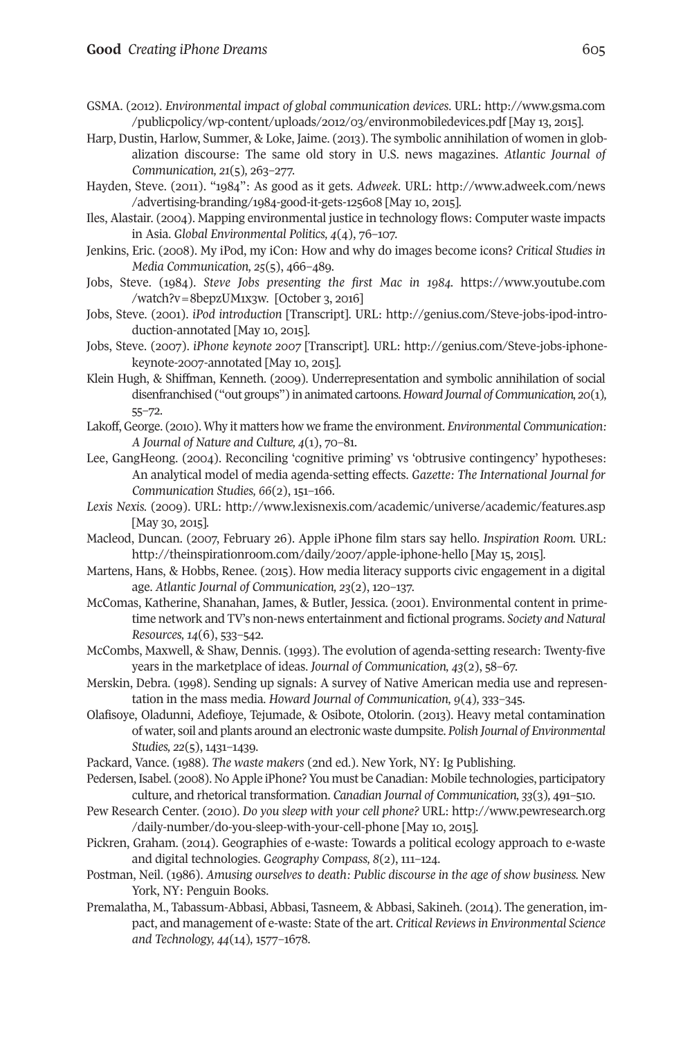GSMA. (2012). *Environmental impact of global communication devices*. URL: http://www.gsma.com/publicpolicy/wp-content/uploads/2012/03/environmobiledevices.pdf [May 13, 2015].

Harp, Dustin, Harlow, Summer, & Loke, Jaime. (2013). The symbolic annihilation of women in globalization discourse: The same old story in U.S. news magazines. *Atlantic Journal of Communication, 21*(5), 263–277.

Hayden, Steve. (2011). "1984": As good as it gets. *Adweek*. URL: http://www.adweek.com/news/advertising-branding/1984-good-it-gets-125608 [May 10, 2015].

Iles, Alastair. (2004). Mapping environmental justice in technology flows: Computer waste impacts in Asia. *Global Environmental Politics, 4*(4), 76–107.

Jenkins, Eric. (2008). My iPod, my iCon: How and why do images become icons? *Critical Studies in Media Communication, 25*(5), 466–489.

Jobs, Steve. (1984). *Steve Jobs presenting the first Mac in 1984.* https://www.youtube.com/watch?v=8bepzUM1x3w. [October 3, 2016]

Jobs, Steve. (2001). *iPod introduction* [Transcript]. URL: http://genius.com/Steve-jobs-ipod-introduction-annotated [May 10, 2015].

Jobs, Steve. (2007). *iPhone keynote 2007* [Transcript]. URL: http://genius.com/Steve-jobs-iphone-keynote-2007-annotated [May 10, 2015].

Klein Hugh, & Shiffman, Kenneth. (2009). Underrepresentation and symbolic annihilation of social disenfranchised ("out groups") in animated cartoons. *Howard Journal of Communication, 20*(1), 55–72.

Lakoff, George. (2010). Why it matters how we frame the environment. *Environmental Communication: A Journal of Nature and Culture, 4*(1), 70–81.

Lee, GangHeong. (2004). Reconciling 'cognitive priming' vs 'obtrusive contingency' hypotheses: An analytical model of media agenda-setting effects. *Gazette: The International Journal for Communication Studies, 66*(2), 151–166.

*Lexis Nexis.* (2009). URL: http://www.lexisnexis.com/academic/universe/academic/features.asp [May 30, 2015].

Macleod, Duncan. (2007, February 26). Apple iPhone film stars say hello. *Inspiration Room.* URL: http://theinspirationroom.com/daily/2007/apple-iphone-hello [May 15, 2015].

Martens, Hans, & Hobbs, Renee. (2015). How media literacy supports civic engagement in a digital age. *Atlantic Journal of Communication, 23*(2), 120–137.

McComas, Katherine, Shanahan, James, & Butler, Jessica. (2001). Environmental content in prime-time network and TV's non-news entertainment and fictional programs. *Society and Natural Resources, 14*(6), 533–542.

McCombs, Maxwell, & Shaw, Dennis. (1993). The evolution of agenda-setting research: Twenty-five years in the marketplace of ideas. *Journal of Communication, 43*(2), 58–67.

Merskin, Debra. (1998). Sending up signals: A survey of Native American media use and representation in the mass media. *Howard Journal of Communication, 9*(4), 333–345.

Olafisoye, Oladunni, Adefioye, Tejumade, & Osibote, Otolorin. (2013). Heavy metal contamination of water, soil and plants around an electronic waste dumpsite. *Polish Journal of Environmental Studies, 22*(5), 1431–1439.

Packard, Vance. (1988). *The waste makers* (2nd ed.). New York, NY: Ig Publishing.

Pedersen, Isabel. (2008). No Apple iPhone? You must be Canadian: Mobile technologies, participatory culture, and rhetorical transformation. *Canadian Journal of Communication, 33*(3), 491–510.

Pew Research Center. (2010). *Do you sleep with your cell phone?* URL: http://www.pewresearch.org/daily-number/do-you-sleep-with-your-cell-phone [May 10, 2015].

Pickren, Graham. (2014). Geographies of e-waste: Towards a political ecology approach to e-waste and digital technologies. *Geography Compass, 8*(2), 111–124.

Postman, Neil. (1986). *Amusing ourselves to death: Public discourse in the age of show business.* New York, NY: Penguin Books.

Premalatha, M., Tabassum-Abbasi, Abbasi, Tasneem, & Abbasi, Sakineh. (2014). The generation, impact, and management of e-waste: State of the art. *Critical Reviews in Environmental Science and Technology, 44*(14), 1577–1678.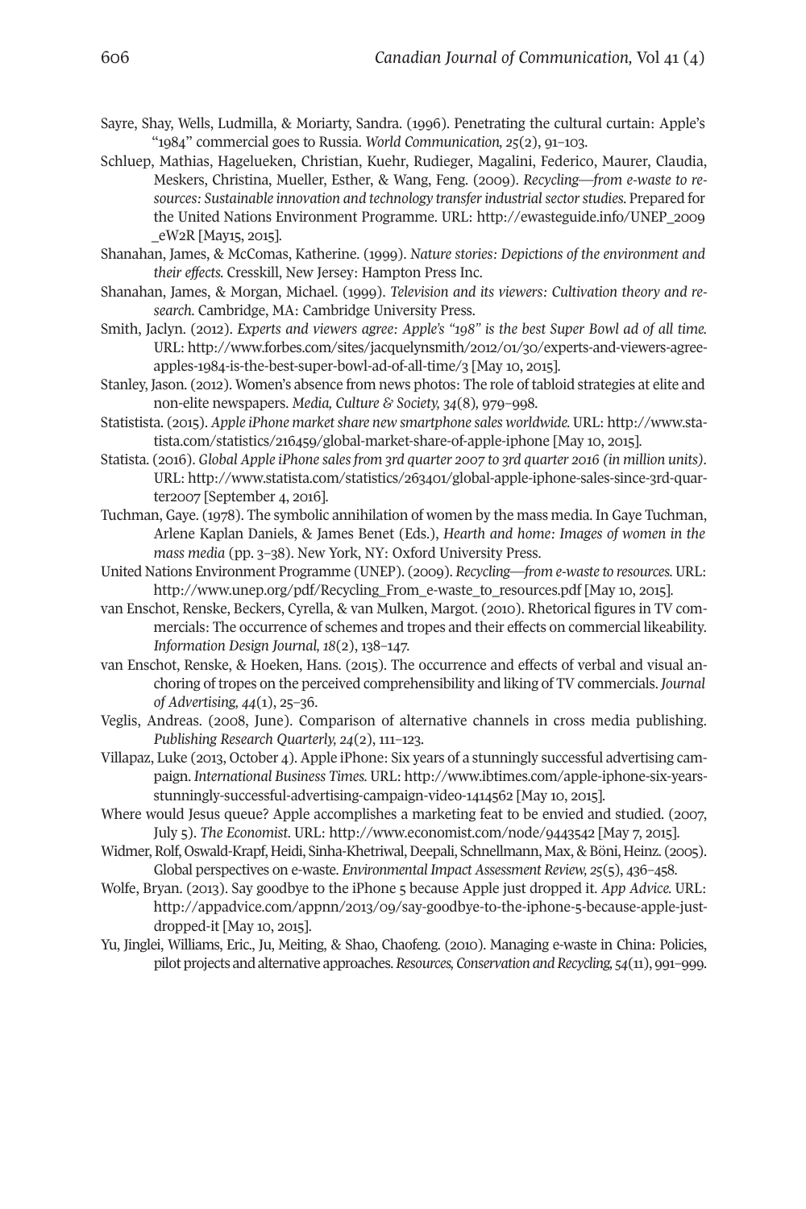Sayre, Shay, Wells, Ludmilla, & Moriarty, Sandra. (1996). Penetrating the cultural curtain: Apple's "1984" commercial goes to Russia. *World Communication, 25*(2), 91–103.

Schluep, Mathias, Hagelueken, Christian, Kuehr, Rudieger, Magalini, Federico, Maurer, Claudia, Meskers, Christina, Mueller, Esther, & Wang, Feng. (2009). *Recycling—from e-waste to resources: Sustainable innovation and technology transfer industrial sector studies.* Prepared for the United Nations Environment Programme. URL: http://ewasteguide.info/UNEP_2009_eW2R [May15, 2015].

Shanahan, James, & McComas, Katherine. (1999). *Nature stories: Depictions of the environment and their effects.* Cresskill, New Jersey: Hampton Press Inc.

Shanahan, James, & Morgan, Michael. (1999). *Television and its viewers: Cultivation theory and research.* Cambridge, MA: Cambridge University Press.

Smith, Jaclyn. (2012). *Experts and viewers agree: Apple's "198" is the best Super Bowl ad of all time.* URL: http://www.forbes.com/sites/jacquelynsmith/2012/01/30/experts-and-viewers-agree-apples-1984-is-the-best-super-bowl-ad-of-all-time/3 [May 10, 2015].

Stanley, Jason. (2012). Women's absence from news photos: The role of tabloid strategies at elite and non-elite newspapers. *Media, Culture & Society, 34*(8), 979–998.

Statistista. (2015). *Apple iPhone market share new smartphone sales worldwide.* URL: http://www.statista.com/statistics/216459/global-market-share-of-apple-iphone [May 10, 2015].

Statista. (2016). *Global Apple iPhone sales from 3rd quarter 2007 to 3rd quarter 2016 (in million units)*. URL: http://www.statista.com/statistics/263401/global-apple-iphone-sales-since-3rd-quarter2007 [September 4, 2016].

Tuchman, Gaye. (1978). The symbolic annihilation of women by the mass media. In Gaye Tuchman, Arlene Kaplan Daniels, & James Benet (Eds.), *Hearth and home: Images of women in the mass media* (pp. 3–38). New York, NY: Oxford University Press.

United Nations Environment Programme (UNEP). (2009). *Recycling—from e-waste to resources.* URL: http://www.unep.org/pdf/Recycling_From_e-waste_to_resources.pdf [May 10, 2015].

van Enschot, Renske, Beckers, Cyrella, & van Mulken, Margot. (2010). Rhetorical figures in TV commercials: The occurrence of schemes and tropes and their effects on commercial likeability. *Information Design Journal, 18*(2), 138–147.

van Enschot, Renske, & Hoeken, Hans. (2015). The occurrence and effects of verbal and visual anchoring of tropes on the perceived comprehensibility and liking of TV commercials. *Journal of Advertising, 44*(1), 25–36.

Veglis, Andreas. (2008, June). Comparison of alternative channels in cross media publishing. *Publishing Research Quarterly, 24*(2), 111–123.

Villapaz, Luke (2013, October 4). Apple iPhone: Six years of a stunningly successful advertising campaign. *International Business Times.* URL: http://www.ibtimes.com/apple-iphone-six-years-stunningly-successful-advertising-campaign-video-1414562 [May 10, 2015].

Where would Jesus queue? Apple accomplishes a marketing feat to be envied and studied. (2007, July 5). *The Economist.* URL: http://www.economist.com/node/9443542 [May 7, 2015].

Widmer, Rolf, Oswald-Krapf, Heidi, Sinha-Khetriwal, Deepali, Schnellmann, Max, & Böni, Heinz. (2005). Global perspectives on e-waste. *Environmental Impact Assessment Review, 25*(5), 436–458.

Wolfe, Bryan. (2013). Say goodbye to the iPhone 5 because Apple just dropped it. *App Advice.* URL: http://appadvice.com/appnn/2013/09/say-goodbye-to-the-iphone-5-because-apple-just-dropped-it [May 10, 2015].

Yu, Jinglei, Williams, Eric., Ju, Meiting, & Shao, Chaofeng. (2010). Managing e-waste in China: Policies, pilot projects and alternative approaches. *Resources, Conservation and Recycling, 54*(11), 991–999.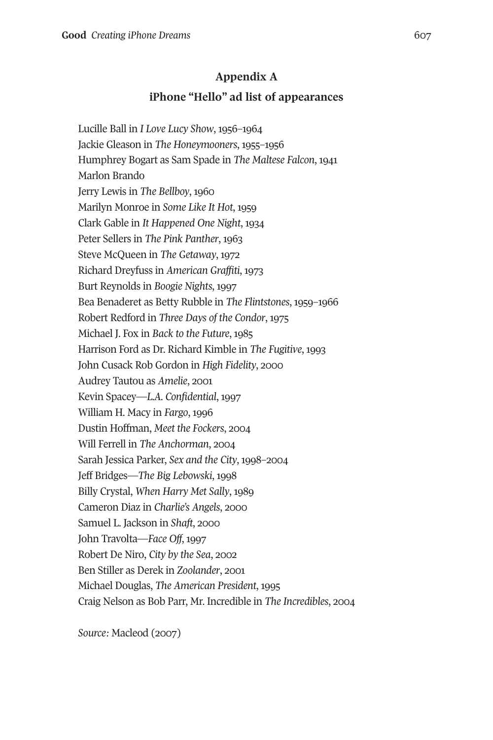## Appendix A

### iPhone "Hello" ad list of appearances

Lucille Ball in *I Love Lucy Show*, 1956–1964
Jackie Gleason in *The Honeymooners*, 1955–1956
Humphrey Bogart as Sam Spade in *The Maltese Falcon*, 1941
Marlon Brando
Jerry Lewis in *The Bellboy*, 1960
Marilyn Monroe in *Some Like It Hot*, 1959
Clark Gable in *It Happened One Night*, 1934
Peter Sellers in *The Pink Panther*, 1963
Steve McQueen in *The Getaway*, 1972
Richard Dreyfuss in *American Graffiti*, 1973
Burt Reynolds in *Boogie Nights*, 1997
Bea Benaderet as Betty Rubble in *The Flintstones*, 1959–1966
Robert Redford in *Three Days of the Condor*, 1975
Michael J. Fox in *Back to the Future*, 1985
Harrison Ford as Dr. Richard Kimble in *The Fugitive*, 1993
John Cusack Rob Gordon in *High Fidelity*, 2000
Audrey Tautou as *Amelie*, 2001
Kevin Spacey—*L.A. Confidential*, 1997
William H. Macy in *Fargo*, 1996
Dustin Hoffman, *Meet the Fockers*, 2004
Will Ferrell in *The Anchorman*, 2004
Sarah Jessica Parker, *Sex and the City*, 1998–2004
Jeff Bridges—*The Big Lebowski*, 1998
Billy Crystal, *When Harry Met Sally*, 1989
Cameron Diaz in *Charlie's Angels*, 2000
Samuel L. Jackson in *Shaft*, 2000
John Travolta—*Face Off*, 1997
Robert De Niro, *City by the Sea*, 2002
Ben Stiller as Derek in *Zoolander*, 2001
Michael Douglas, *The American President*, 1995
Craig Nelson as Bob Parr, Mr. Incredible in *The Incredibles*, 2004

*Source:* Macleod (2007)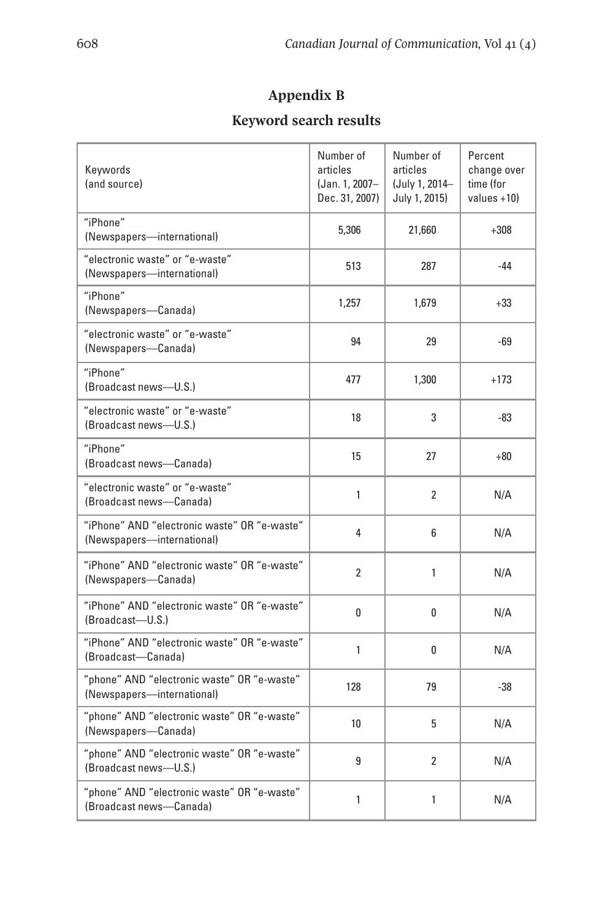## Appendix B

### Keyword search results

| Keywords (and source) | Number of articles (Jan. 1, 2007– Dec. 31, 2007) | Number of articles (July 1, 2014– July 1, 2015) | Percent change over time (for values +10) |
|---|---|---|---|
| "iPhone" (Newspapers—international) | 5,306 | 21,660 | +308 |
| "electronic waste" or "e-waste" (Newspapers—international) | 513 | 287 | -44 |
| "iPhone" (Newspapers—Canada) | 1,257 | 1,679 | +33 |
| "electronic waste" or "e-waste" (Newspapers—Canada) | 94 | 29 | -69 |
| "iPhone" (Broadcast news—U.S.) | 477 | 1,300 | +173 |
| "electronic waste" or "e-waste" (Broadcast news—U.S.) | 18 | 3 | -83 |
| "iPhone" (Broadcast news—Canada) | 15 | 27 | +80 |
| "electronic waste" or "e-waste" (Broadcast news—Canada) | 1 | 2 | N/A |
| "iPhone" AND "electronic waste" OR "e-waste" (Newspapers—international) | 4 | 6 | N/A |
| "iPhone" AND "electronic waste" OR "e-waste" (Newspapers—Canada) | 2 | 1 | N/A |
| "iPhone" AND "electronic waste" OR "e-waste" (Broadcast—U.S.) | 0 | 0 | N/A |
| "iPhone" AND "electronic waste" OR "e-waste" (Broadcast—Canada) | 1 | 0 | N/A |
| "phone" AND "electronic waste" OR "e-waste" (Newspapers—international) | 128 | 79 | -38 |
| "phone" AND "electronic waste" OR "e-waste" (Newspapers—Canada) | 10 | 5 | N/A |
| "phone" AND "electronic waste" OR "e-waste" (Broadcast news—U.S.) | 9 | 2 | N/A |
| "phone" AND "electronic waste" OR "e-waste" (Broadcast news—Canada) | 1 | 1 | N/A |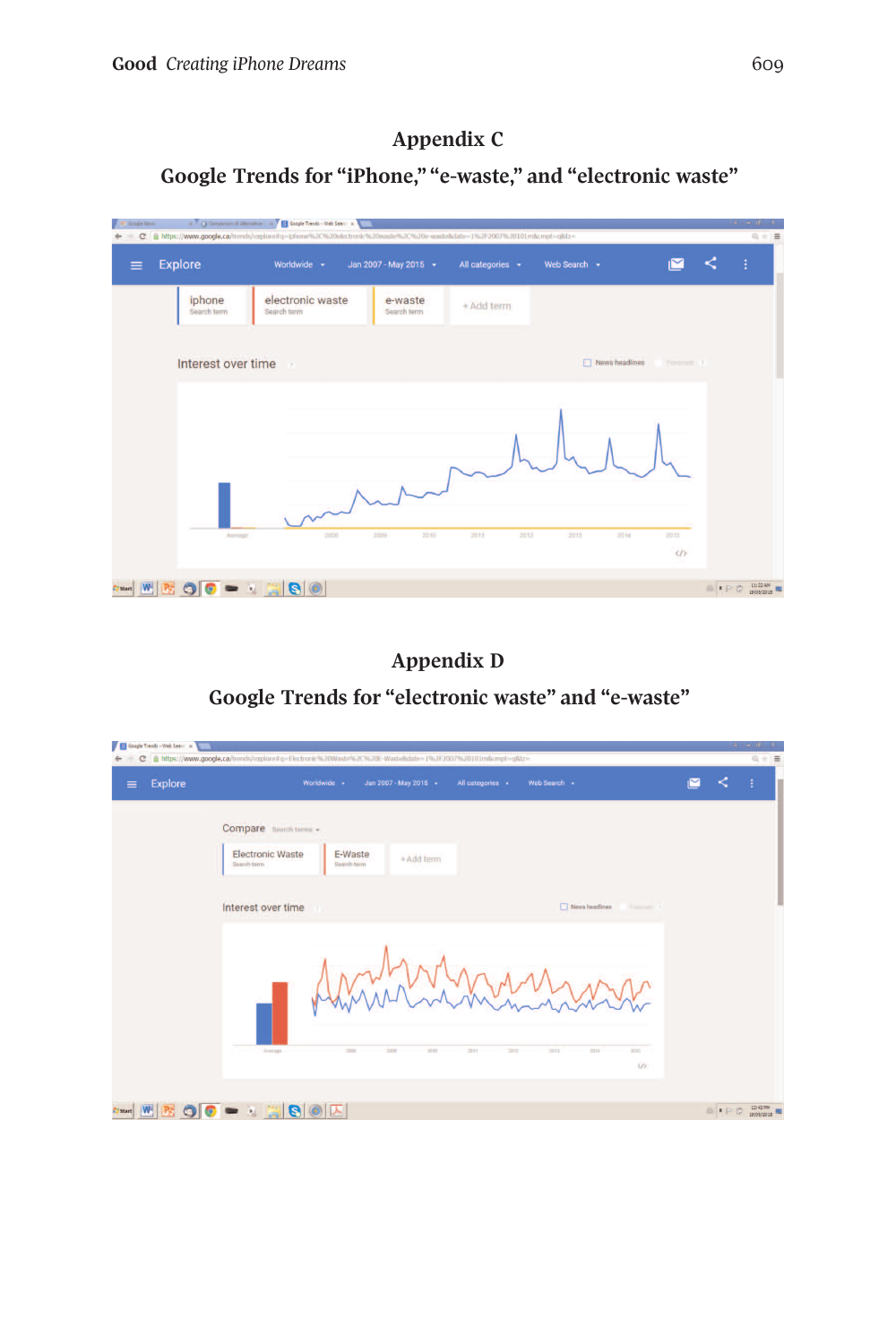## Appendix C

### Google Trends for "iPhone," "e-waste," and "electronic waste"

Explore
Worldwide
Jan 2007 - May 2015
All categories
Web Search
iphone
Search term
electronic waste
Search term
e-waste
Search term
+ Add term
Interest over time
News headlines
Average
2008
2009
2010
2011
2012
2013
2014
2015

## Appendix D

### Google Trends for "electronic waste" and "e-waste"

Explore
Worldwide
Jan 2007 - May 2015
All categories
Web Search
Compare
Search terms
Electronic Waste
Search term
E-Waste
Search term
+ Add term
Interest over time
News headlines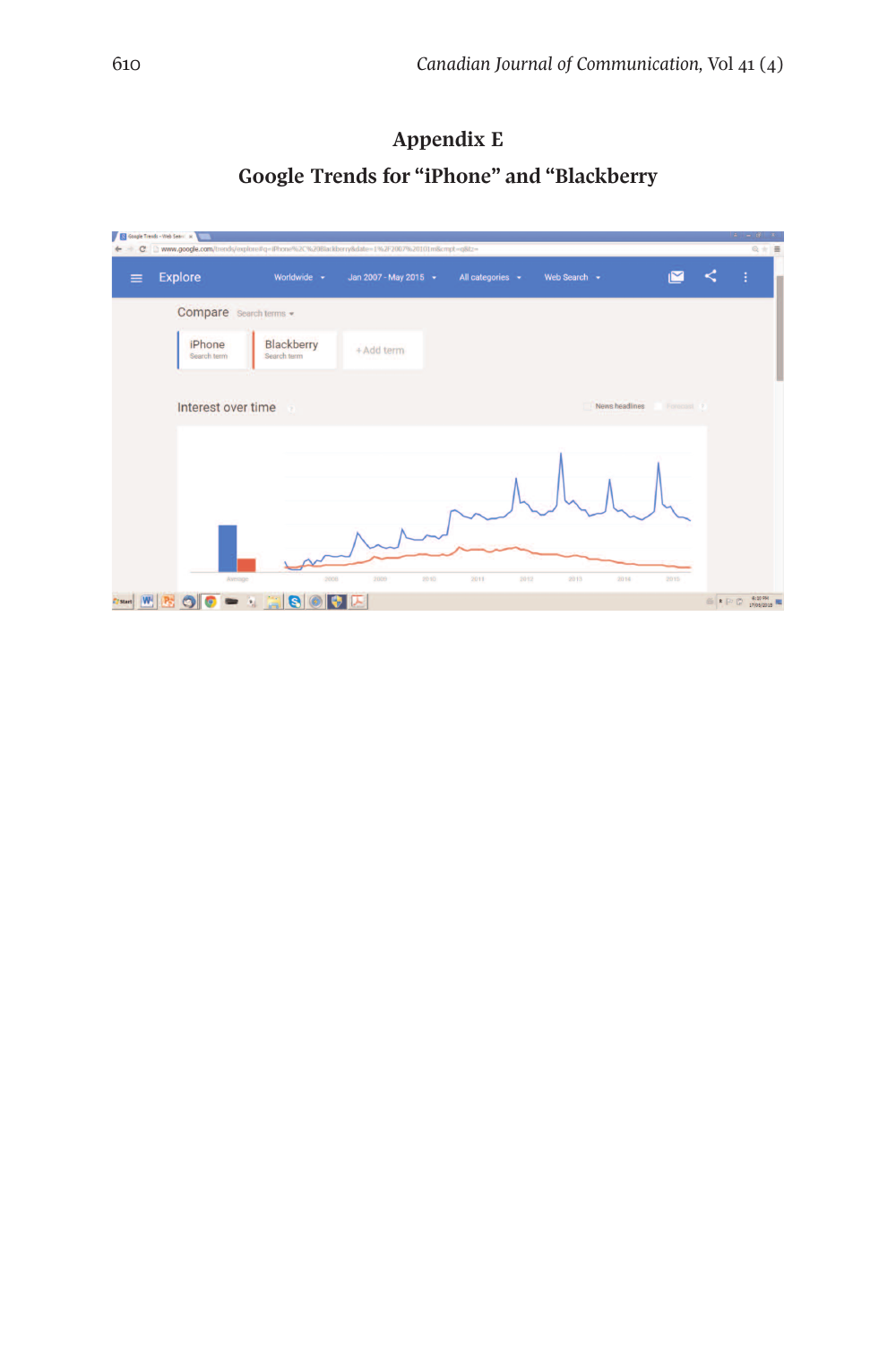## Appendix E

### Google Trends for “iPhone” and “Blackberry

Explore

Worldwide

Jan 2007 - May 2015

All categories

Web Search

Compare Search terms

iPhone
Search term

Blackberry
Search term

+ Add term

Interest over time

News headlines

Average

2008

2009

2010

2011

2012

2013

2014

2015